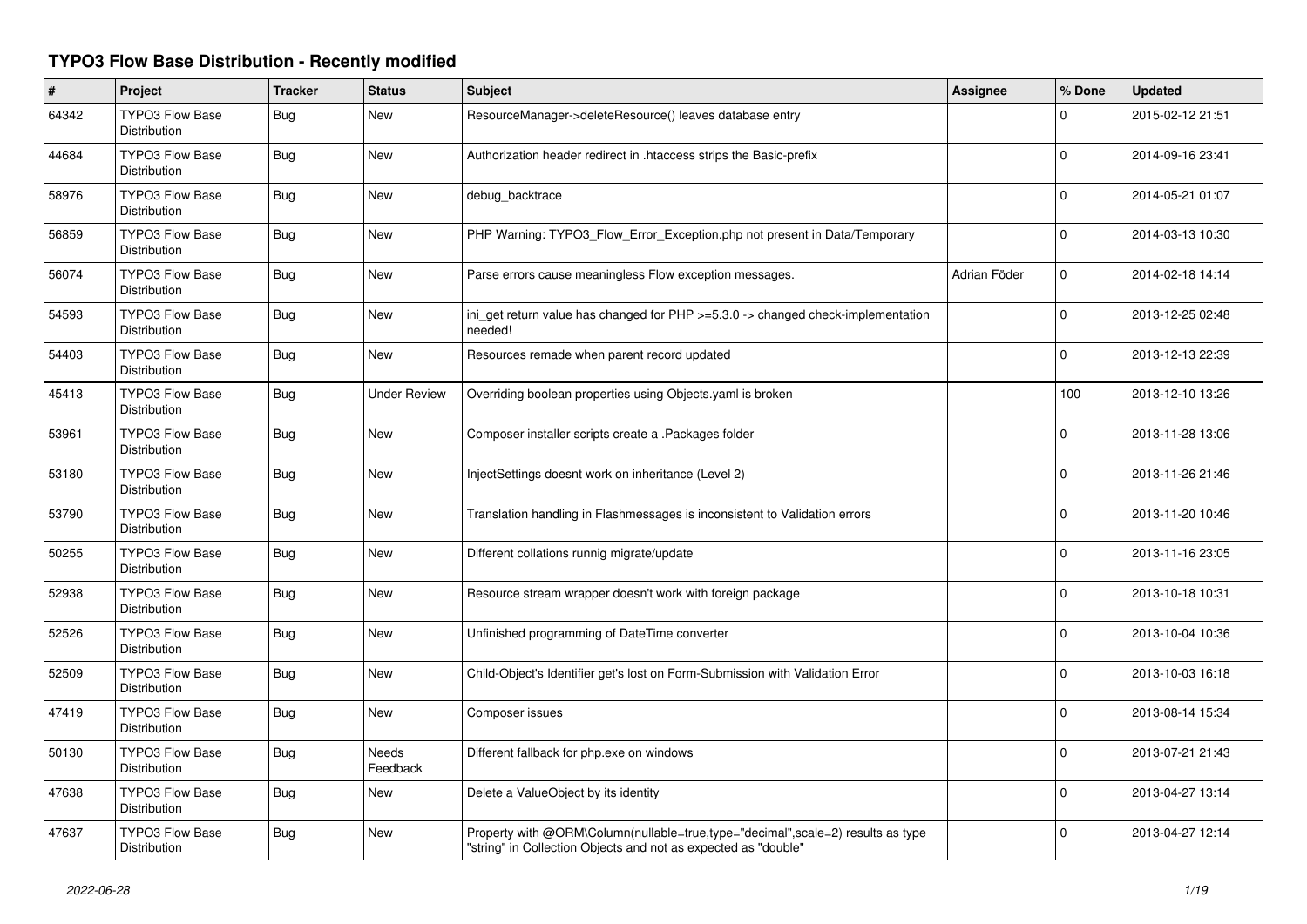# TYPO3 Flow Base Distribution - Recently modified

| # | Project | Tracker | Status | Subject | Assignee | % Done | Updated |
|---|---|---|---|---|---|---|---|
| 64342 | TYPO3 Flow Base Distribution | Bug | New | ResourceManager->deleteResource() leaves database entry | | 0 | 2015-02-12 21:51 |
| 44684 | TYPO3 Flow Base Distribution | Bug | New | Authorization header redirect in .htaccess strips the Basic-prefix | | 0 | 2014-09-16 23:41 |
| 58976 | TYPO3 Flow Base Distribution | Bug | New | debug_backtrace | | 0 | 2014-05-21 01:07 |
| 56859 | TYPO3 Flow Base Distribution | Bug | New | PHP Warning: TYPO3_Flow_Error_Exception.php not present in Data/Temporary | | 0 | 2014-03-13 10:30 |
| 56074 | TYPO3 Flow Base Distribution | Bug | New | Parse errors cause meaningless Flow exception messages. | Adrian Föder | 0 | 2014-02-18 14:14 |
| 54593 | TYPO3 Flow Base Distribution | Bug | New | ini_get return value has changed for PHP >=5.3.0 -> changed check-implementation needed! | | 0 | 2013-12-25 02:48 |
| 54403 | TYPO3 Flow Base Distribution | Bug | New | Resources remade when parent record updated | | 0 | 2013-12-13 22:39 |
| 45413 | TYPO3 Flow Base Distribution | Bug | Under Review | Overriding boolean properties using Objects.yaml is broken | | 100 | 2013-12-10 13:26 |
| 53961 | TYPO3 Flow Base Distribution | Bug | New | Composer installer scripts create a .Packages folder | | 0 | 2013-11-28 13:06 |
| 53180 | TYPO3 Flow Base Distribution | Bug | New | InjectSettings doesnt work on inheritance (Level 2) | | 0 | 2013-11-26 21:46 |
| 53790 | TYPO3 Flow Base Distribution | Bug | New | Translation handling in Flashmessages is inconsistent to Validation errors | | 0 | 2013-11-20 10:46 |
| 50255 | TYPO3 Flow Base Distribution | Bug | New | Different collations runnig migrate/update | | 0 | 2013-11-16 23:05 |
| 52938 | TYPO3 Flow Base Distribution | Bug | New | Resource stream wrapper doesn't work with foreign package | | 0 | 2013-10-18 10:31 |
| 52526 | TYPO3 Flow Base Distribution | Bug | New | Unfinished programming of DateTime converter | | 0 | 2013-10-04 10:36 |
| 52509 | TYPO3 Flow Base Distribution | Bug | New | Child-Object's Identifier get's lost on Form-Submission with Validation Error | | 0 | 2013-10-03 16:18 |
| 47419 | TYPO3 Flow Base Distribution | Bug | New | Composer issues | | 0 | 2013-08-14 15:34 |
| 50130 | TYPO3 Flow Base Distribution | Bug | Needs Feedback | Different fallback for php.exe on windows | | 0 | 2013-07-21 21:43 |
| 47638 | TYPO3 Flow Base Distribution | Bug | New | Delete a ValueObject by its identity | | 0 | 2013-04-27 13:14 |
| 47637 | TYPO3 Flow Base Distribution | Bug | New | Property with @ORM\Column(nullable=true,type="decimal",scale=2) results as type "string" in Collection Objects and not as expected as "double" | | 0 | 2013-04-27 12:14 |

*2022-06-28*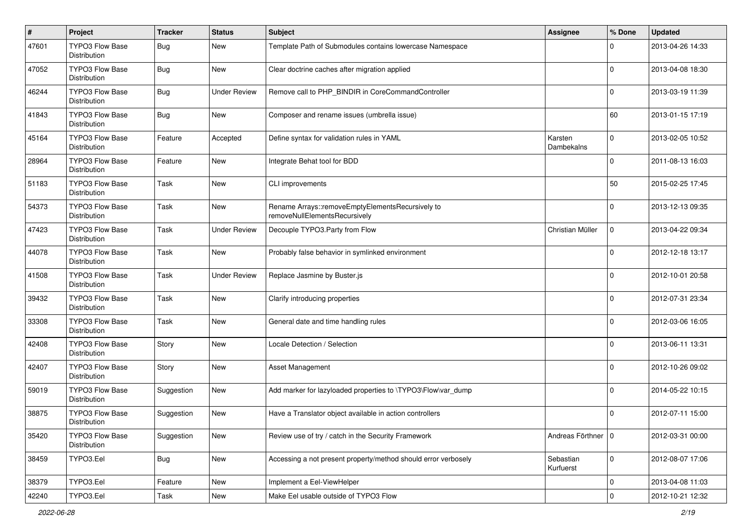| # | Project | Tracker | Status | Subject | Assignee | % Done | Updated |
|---|---|---|---|---|---|---|---|
| 47601 | TYPO3 Flow Base Distribution | Bug | New | Template Path of Submodules contains lowercase Namespace | | 0 | 2013-04-26 14:33 |
| 47052 | TYPO3 Flow Base Distribution | Bug | New | Clear doctrine caches after migration applied | | 0 | 2013-04-08 18:30 |
| 46244 | TYPO3 Flow Base Distribution | Bug | Under Review | Remove call to PHP_BINDIR in CoreCommandController | | 0 | 2013-03-19 11:39 |
| 41843 | TYPO3 Flow Base Distribution | Bug | New | Composer and rename issues (umbrella issue) | | 60 | 2013-01-15 17:19 |
| 45164 | TYPO3 Flow Base Distribution | Feature | Accepted | Define syntax for validation rules in YAML | Karsten Dambekalns | 0 | 2013-02-05 10:52 |
| 28964 | TYPO3 Flow Base Distribution | Feature | New | Integrate Behat tool for BDD | | 0 | 2011-08-13 16:03 |
| 51183 | TYPO3 Flow Base Distribution | Task | New | CLI improvements | | 50 | 2015-02-25 17:45 |
| 54373 | TYPO3 Flow Base Distribution | Task | New | Rename Arrays::removeEmptyElementsRecursively to removeNullElementsRecursively | | 0 | 2013-12-13 09:35 |
| 47423 | TYPO3 Flow Base Distribution | Task | Under Review | Decouple TYPO3.Party from Flow | Christian Müller | 0 | 2013-04-22 09:34 |
| 44078 | TYPO3 Flow Base Distribution | Task | New | Probably false behavior in symlinked environment | | 0 | 2012-12-18 13:17 |
| 41508 | TYPO3 Flow Base Distribution | Task | Under Review | Replace Jasmine by Buster.js | | 0 | 2012-10-01 20:58 |
| 39432 | TYPO3 Flow Base Distribution | Task | New | Clarify introducing properties | | 0 | 2012-07-31 23:34 |
| 33308 | TYPO3 Flow Base Distribution | Task | New | General date and time handling rules | | 0 | 2012-03-06 16:05 |
| 42408 | TYPO3 Flow Base Distribution | Story | New | Locale Detection / Selection | | 0 | 2013-06-11 13:31 |
| 42407 | TYPO3 Flow Base Distribution | Story | New | Asset Management | | 0 | 2012-10-26 09:02 |
| 59019 | TYPO3 Flow Base Distribution | Suggestion | New | Add marker for lazyloaded properties to \TYPO3\Flow\var_dump | | 0 | 2014-05-22 10:15 |
| 38875 | TYPO3 Flow Base Distribution | Suggestion | New | Have a Translator object available in action controllers | | 0 | 2012-07-11 15:00 |
| 35420 | TYPO3 Flow Base Distribution | Suggestion | New | Review use of try / catch in the Security Framework | Andreas Förthner | 0 | 2012-03-31 00:00 |
| 38459 | TYPO3.Eel | Bug | New | Accessing a not present property/method should error verbosely | Sebastian Kurfuerst | 0 | 2012-08-07 17:06 |
| 38379 | TYPO3.Eel | Feature | New | Implement a Eel-ViewHelper | | 0 | 2013-04-08 11:03 |
| 42240 | TYPO3.Eel | Task | New | Make Eel usable outside of TYPO3 Flow | | 0 | 2012-10-21 12:32 |

*2022-06-28*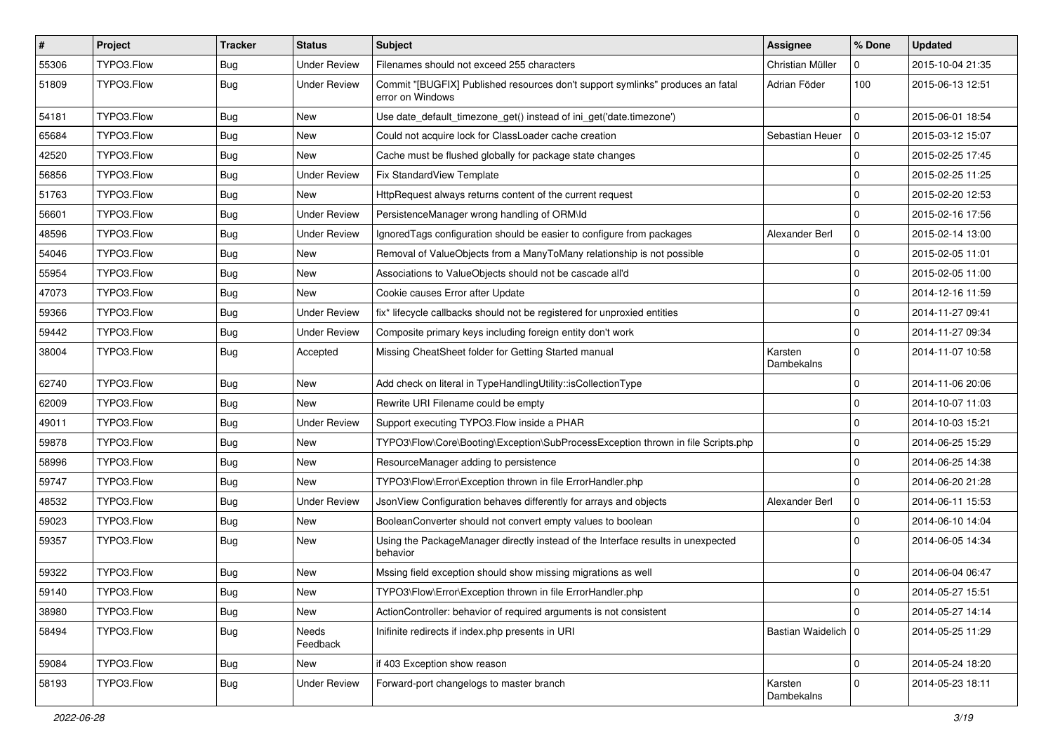| # | Project | Tracker | Status | Subject | Assignee | % Done | Updated |
|---|---|---|---|---|---|---|---|
| 55306 | TYPO3.Flow | Bug | Under Review | Filenames should not exceed 255 characters | Christian Müller | 0 | 2015-10-04 21:35 |
| 51809 | TYPO3.Flow | Bug | Under Review | Commit "[BUGFIX] Published resources don't support symlinks" produces an fatal error on Windows | Adrian Föder | 100 | 2015-06-13 12:51 |
| 54181 | TYPO3.Flow | Bug | New | Use date_default_timezone_get() instead of ini_get('date.timezone') | | 0 | 2015-06-01 18:54 |
| 65684 | TYPO3.Flow | Bug | New | Could not acquire lock for ClassLoader cache creation | Sebastian Heuer | 0 | 2015-03-12 15:07 |
| 42520 | TYPO3.Flow | Bug | New | Cache must be flushed globally for package state changes | | 0 | 2015-02-25 17:45 |
| 56856 | TYPO3.Flow | Bug | Under Review | Fix StandardView Template | | 0 | 2015-02-25 11:25 |
| 51763 | TYPO3.Flow | Bug | New | HttpRequest always returns content of the current request | | 0 | 2015-02-20 12:53 |
| 56601 | TYPO3.Flow | Bug | Under Review | PersistenceManager wrong handling of ORM\Id | | 0 | 2015-02-16 17:56 |
| 48596 | TYPO3.Flow | Bug | Under Review | IgnoredTags configuration should be easier to configure from packages | Alexander Berl | 0 | 2015-02-14 13:00 |
| 54046 | TYPO3.Flow | Bug | New | Removal of ValueObjects from a ManyToMany relationship is not possible | | 0 | 2015-02-05 11:01 |
| 55954 | TYPO3.Flow | Bug | New | Associations to ValueObjects should not be cascade all'd | | 0 | 2015-02-05 11:00 |
| 47073 | TYPO3.Flow | Bug | New | Cookie causes Error after Update | | 0 | 2014-12-16 11:59 |
| 59366 | TYPO3.Flow | Bug | Under Review | fix* lifecycle callbacks should not be registered for unproxied entities | | 0 | 2014-11-27 09:41 |
| 59442 | TYPO3.Flow | Bug | Under Review | Composite primary keys including foreign entity don't work | | 0 | 2014-11-27 09:34 |
| 38004 | TYPO3.Flow | Bug | Accepted | Missing CheatSheet folder for Getting Started manual | Karsten Dambekalns | 0 | 2014-11-07 10:58 |
| 62740 | TYPO3.Flow | Bug | New | Add check on literal in TypeHandlingUtility::isCollectionType | | 0 | 2014-11-06 20:06 |
| 62009 | TYPO3.Flow | Bug | New | Rewrite URI Filename could be empty | | 0 | 2014-10-07 11:03 |
| 49011 | TYPO3.Flow | Bug | Under Review | Support executing TYPO3.Flow inside a PHAR | | 0 | 2014-10-03 15:21 |
| 59878 | TYPO3.Flow | Bug | New | TYPO3\Flow\Core\Booting\Exception\SubProcessException thrown in file Scripts.php | | 0 | 2014-06-25 15:29 |
| 58996 | TYPO3.Flow | Bug | New | ResourceManager adding to persistence | | 0 | 2014-06-25 14:38 |
| 59747 | TYPO3.Flow | Bug | New | TYPO3\Flow\Error\Exception thrown in file ErrorHandler.php | | 0 | 2014-06-20 21:28 |
| 48532 | TYPO3.Flow | Bug | Under Review | JsonView Configuration behaves differently for arrays and objects | Alexander Berl | 0 | 2014-06-11 15:53 |
| 59023 | TYPO3.Flow | Bug | New | BooleanConverter should not convert empty values to boolean | | 0 | 2014-06-10 14:04 |
| 59357 | TYPO3.Flow | Bug | New | Using the PackageManager directly instead of the Interface results in unexpected behavior | | 0 | 2014-06-05 14:34 |
| 59322 | TYPO3.Flow | Bug | New | Mssing field exception should show missing migrations as well | | 0 | 2014-06-04 06:47 |
| 59140 | TYPO3.Flow | Bug | New | TYPO3\Flow\Error\Exception thrown in file ErrorHandler.php | | 0 | 2014-05-27 15:51 |
| 38980 | TYPO3.Flow | Bug | New | ActionController: behavior of required arguments is not consistent | | 0 | 2014-05-27 14:14 |
| 58494 | TYPO3.Flow | Bug | Needs Feedback | Inifinite redirects if index.php presents in URI | Bastian Waidelich | 0 | 2014-05-25 11:29 |
| 59084 | TYPO3.Flow | Bug | New | if 403 Exception show reason | | 0 | 2014-05-24 18:20 |
| 58193 | TYPO3.Flow | Bug | Under Review | Forward-port changelogs to master branch | Karsten Dambekalns | 0 | 2014-05-23 18:11 |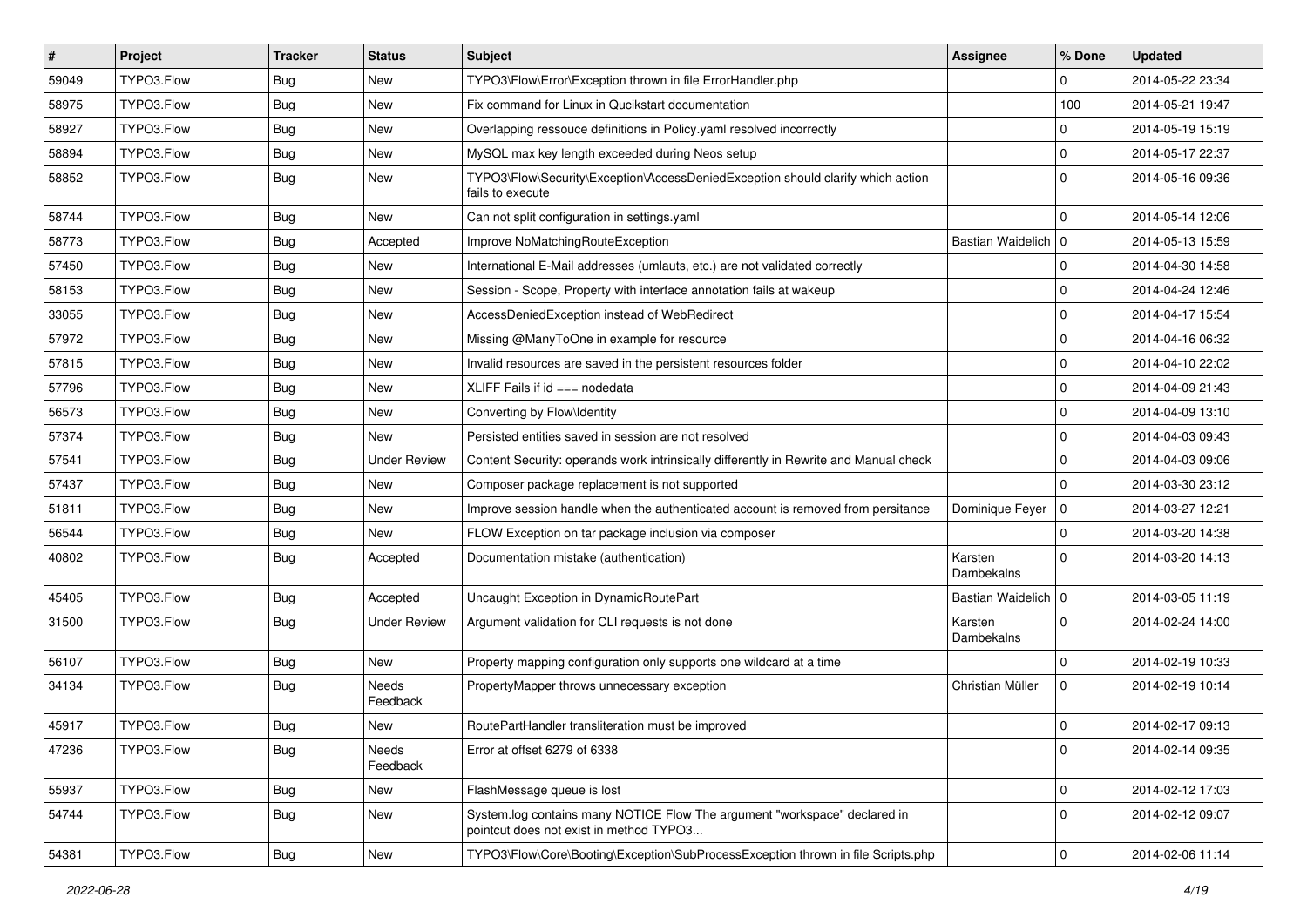| # | Project | Tracker | Status | Subject | Assignee | % Done | Updated |
|---|---|---|---|---|---|---|---|
| 59049 | TYPO3.Flow | Bug | New | TYPO3\Flow\Error\Exception thrown in file ErrorHandler.php | | 0 | 2014-05-22 23:34 |
| 58975 | TYPO3.Flow | Bug | New | Fix command for Linux in Qucikstart documentation | | 100 | 2014-05-21 19:47 |
| 58927 | TYPO3.Flow | Bug | New | Overlapping ressouce definitions in Policy.yaml resolved incorrectly | | 0 | 2014-05-19 15:19 |
| 58894 | TYPO3.Flow | Bug | New | MySQL max key length exceeded during Neos setup | | 0 | 2014-05-17 22:37 |
| 58852 | TYPO3.Flow | Bug | New | TYPO3\Flow\Security\Exception\AccessDeniedException should clarify which action fails to execute | | 0 | 2014-05-16 09:36 |
| 58744 | TYPO3.Flow | Bug | New | Can not split configuration in settings.yaml | | 0 | 2014-05-14 12:06 |
| 58773 | TYPO3.Flow | Bug | Accepted | Improve NoMatchingRouteException | Bastian Waidelich | 0 | 2014-05-13 15:59 |
| 57450 | TYPO3.Flow | Bug | New | International E-Mail addresses (umlauts, etc.) are not validated correctly | | 0 | 2014-04-30 14:58 |
| 58153 | TYPO3.Flow | Bug | New | Session - Scope, Property with interface annotation fails at wakeup | | 0 | 2014-04-24 12:46 |
| 33055 | TYPO3.Flow | Bug | New | AccessDeniedException instead of WebRedirect | | 0 | 2014-04-17 15:54 |
| 57972 | TYPO3.Flow | Bug | New | Missing @ManyToOne in example for resource | | 0 | 2014-04-16 06:32 |
| 57815 | TYPO3.Flow | Bug | New | Invalid resources are saved in the persistent resources folder | | 0 | 2014-04-10 22:02 |
| 57796 | TYPO3.Flow | Bug | New | XLIFF Fails if id === nodedata | | 0 | 2014-04-09 21:43 |
| 56573 | TYPO3.Flow | Bug | New | Converting by Flow\Identity | | 0 | 2014-04-09 13:10 |
| 57374 | TYPO3.Flow | Bug | New | Persisted entities saved in session are not resolved | | 0 | 2014-04-03 09:43 |
| 57541 | TYPO3.Flow | Bug | Under Review | Content Security: operands work intrinsically differently in Rewrite and Manual check | | 0 | 2014-04-03 09:06 |
| 57437 | TYPO3.Flow | Bug | New | Composer package replacement is not supported | | 0 | 2014-03-30 23:12 |
| 51811 | TYPO3.Flow | Bug | New | Improve session handle when the authenticated account is removed from persitance | Dominique Feyer | 0 | 2014-03-27 12:21 |
| 56544 | TYPO3.Flow | Bug | New | FLOW Exception on tar package inclusion via composer | | 0 | 2014-03-20 14:38 |
| 40802 | TYPO3.Flow | Bug | Accepted | Documentation mistake (authentication) | Karsten Dambekalns | 0 | 2014-03-20 14:13 |
| 45405 | TYPO3.Flow | Bug | Accepted | Uncaught Exception in DynamicRoutePart | Bastian Waidelich | 0 | 2014-03-05 11:19 |
| 31500 | TYPO3.Flow | Bug | Under Review | Argument validation for CLI requests is not done | Karsten Dambekalns | 0 | 2014-02-24 14:00 |
| 56107 | TYPO3.Flow | Bug | New | Property mapping configuration only supports one wildcard at a time | | 0 | 2014-02-19 10:33 |
| 34134 | TYPO3.Flow | Bug | Needs Feedback | PropertyMapper throws unnecessary exception | Christian Müller | 0 | 2014-02-19 10:14 |
| 45917 | TYPO3.Flow | Bug | New | RoutePartHandler transliteration must be improved | | 0 | 2014-02-17 09:13 |
| 47236 | TYPO3.Flow | Bug | Needs Feedback | Error at offset 6279 of 6338 | | 0 | 2014-02-14 09:35 |
| 55937 | TYPO3.Flow | Bug | New | FlashMessage queue is lost | | 0 | 2014-02-12 17:03 |
| 54744 | TYPO3.Flow | Bug | New | System.log contains many NOTICE Flow The argument "workspace" declared in pointcut does not exist in method TYPO3... | | 0 | 2014-02-12 09:07 |
| 54381 | TYPO3.Flow | Bug | New | TYPO3\Flow\Core\Booting\Exception\SubProcessException thrown in file Scripts.php | | 0 | 2014-02-06 11:14 |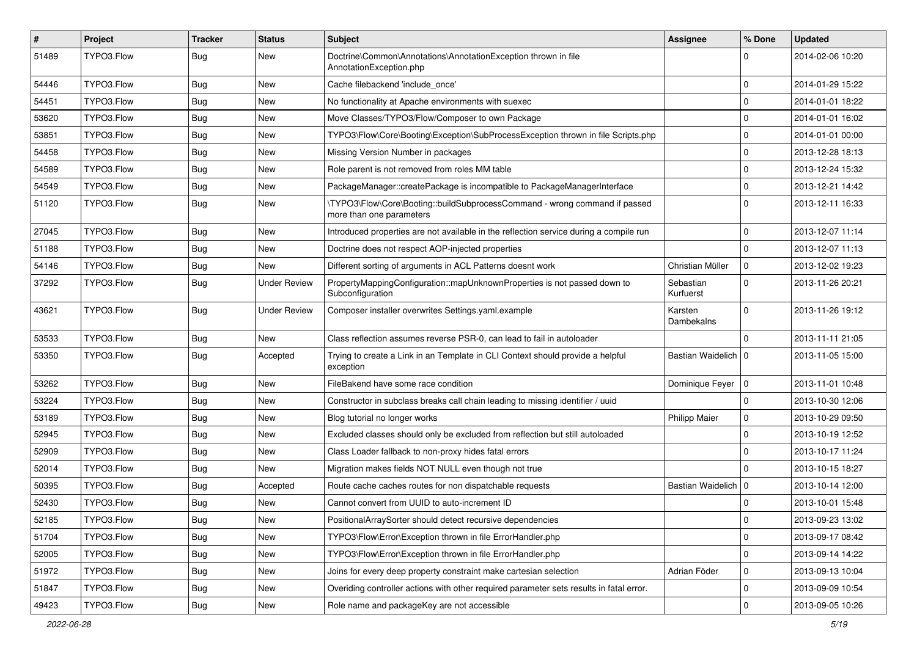| # | Project | Tracker | Status | Subject | Assignee | % Done | Updated |
|---|---|---|---|---|---|---|---|
| 51489 | TYPO3.Flow | Bug | New | Doctrine\Common\Annotations\AnnotationException thrown in file AnnotationException.php | | 0 | 2014-02-06 10:20 |
| 54446 | TYPO3.Flow | Bug | New | Cache filebackend 'include_once' | | 0 | 2014-01-29 15:22 |
| 54451 | TYPO3.Flow | Bug | New | No functionality at Apache environments with suexec | | 0 | 2014-01-01 18:22 |
| 53620 | TYPO3.Flow | Bug | New | Move Classes/TYPO3/Flow/Composer to own Package | | 0 | 2014-01-01 16:02 |
| 53851 | TYPO3.Flow | Bug | New | TYPO3\Flow\Core\Booting\Exception\SubProcessException thrown in file Scripts.php | | 0 | 2014-01-01 00:00 |
| 54458 | TYPO3.Flow | Bug | New | Missing Version Number in packages | | 0 | 2013-12-28 18:13 |
| 54589 | TYPO3.Flow | Bug | New | Role parent is not removed from roles MM table | | 0 | 2013-12-24 15:32 |
| 54549 | TYPO3.Flow | Bug | New | PackageManager::createPackage is incompatible to PackageManagerInterface | | 0 | 2013-12-21 14:42 |
| 51120 | TYPO3.Flow | Bug | New | \TYPO3\Flow\Core\Booting::buildSubprocessCommand - wrong command if passed more than one parameters | | 0 | 2013-12-11 16:33 |
| 27045 | TYPO3.Flow | Bug | New | Introduced properties are not available in the reflection service during a compile run | | 0 | 2013-12-07 11:14 |
| 51188 | TYPO3.Flow | Bug | New | Doctrine does not respect AOP-injected properties | | 0 | 2013-12-07 11:13 |
| 54146 | TYPO3.Flow | Bug | New | Different sorting of arguments in ACL Patterns doesnt work | Christian Müller | 0 | 2013-12-02 19:23 |
| 37292 | TYPO3.Flow | Bug | Under Review | PropertyMappingConfiguration::mapUnknownProperties is not passed down to Subconfiguration | Sebastian Kurfuerst | 0 | 2013-11-26 20:21 |
| 43621 | TYPO3.Flow | Bug | Under Review | Composer installer overwrites Settings.yaml.example | Karsten Dambekalns | 0 | 2013-11-26 19:12 |
| 53533 | TYPO3.Flow | Bug | New | Class reflection assumes reverse PSR-0, can lead to fail in autoloader | | 0 | 2013-11-11 21:05 |
| 53350 | TYPO3.Flow | Bug | Accepted | Trying to create a Link in an Template in CLI Context should provide a helpful exception | Bastian Waidelich | 0 | 2013-11-05 15:00 |
| 53262 | TYPO3.Flow | Bug | New | FileBakend have some race condition | Dominique Feyer | 0 | 2013-11-01 10:48 |
| 53224 | TYPO3.Flow | Bug | New | Constructor in subclass breaks call chain leading to missing identifier / uuid | | 0 | 2013-10-30 12:06 |
| 53189 | TYPO3.Flow | Bug | New | Blog tutorial no longer works | Philipp Maier | 0 | 2013-10-29 09:50 |
| 52945 | TYPO3.Flow | Bug | New | Excluded classes should only be excluded from reflection but still autoloaded | | 0 | 2013-10-19 12:52 |
| 52909 | TYPO3.Flow | Bug | New | Class Loader fallback to non-proxy hides fatal errors | | 0 | 2013-10-17 11:24 |
| 52014 | TYPO3.Flow | Bug | New | Migration makes fields NOT NULL even though not true | | 0 | 2013-10-15 18:27 |
| 50395 | TYPO3.Flow | Bug | Accepted | Route cache caches routes for non dispatchable requests | Bastian Waidelich | 0 | 2013-10-14 12:00 |
| 52430 | TYPO3.Flow | Bug | New | Cannot convert from UUID to auto-increment ID | | 0 | 2013-10-01 15:48 |
| 52185 | TYPO3.Flow | Bug | New | PositionalArraySorter should detect recursive dependencies | | 0 | 2013-09-23 13:02 |
| 51704 | TYPO3.Flow | Bug | New | TYPO3\Flow\Error\Exception thrown in file ErrorHandler.php | | 0 | 2013-09-17 08:42 |
| 52005 | TYPO3.Flow | Bug | New | TYPO3\Flow\Error\Exception thrown in file ErrorHandler.php | | 0 | 2013-09-14 14:22 |
| 51972 | TYPO3.Flow | Bug | New | Joins for every deep property constraint make cartesian selection | Adrian Föder | 0 | 2013-09-13 10:04 |
| 51847 | TYPO3.Flow | Bug | New | Overiding controller actions with other required parameter sets results in fatal error. | | 0 | 2013-09-09 10:54 |
| 49423 | TYPO3.Flow | Bug | New | Role name and packageKey are not accessible | | 0 | 2013-09-05 10:26 |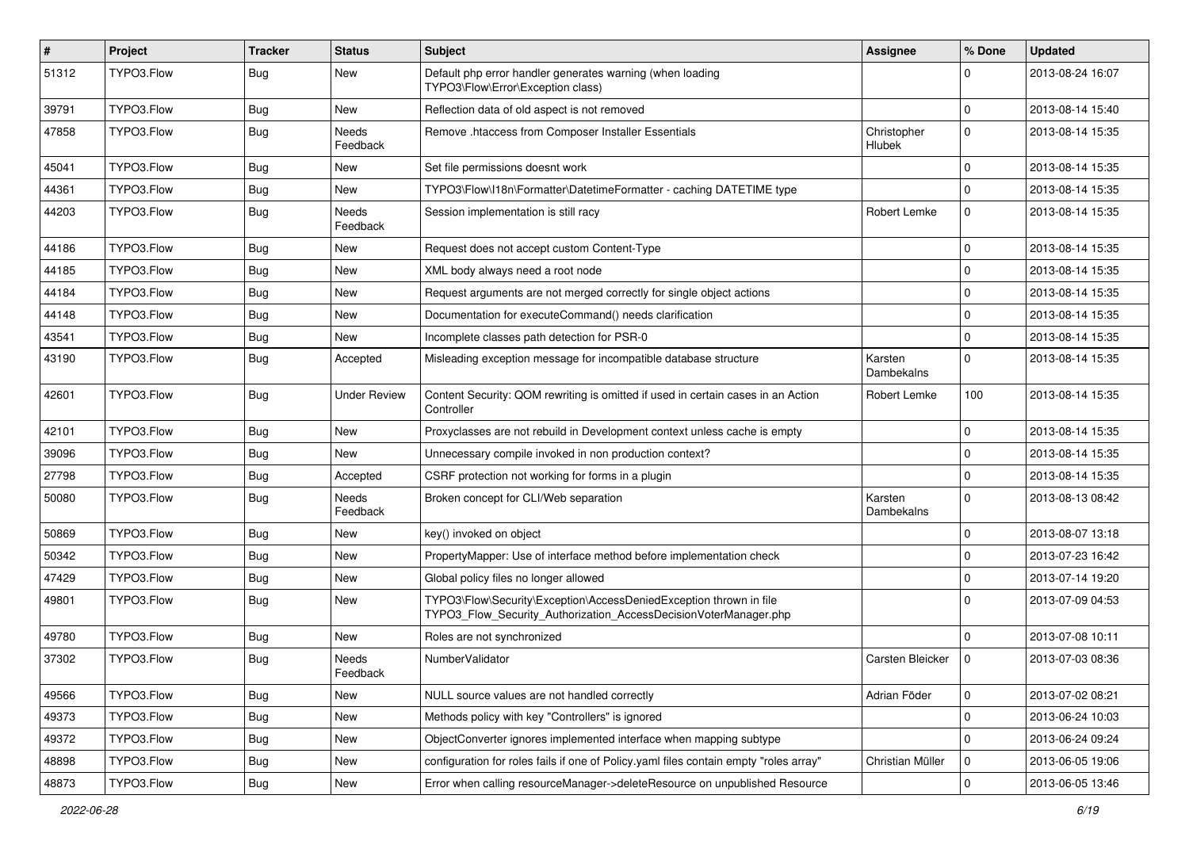| # | Project | Tracker | Status | Subject | Assignee | % Done | Updated |
|---|---|---|---|---|---|---|---|
| 51312 | TYPO3.Flow | Bug | New | Default php error handler generates warning (when loading TYPO3\Flow\Error\Exception class) | | 0 | 2013-08-24 16:07 |
| 39791 | TYPO3.Flow | Bug | New | Reflection data of old aspect is not removed | | 0 | 2013-08-14 15:40 |
| 47858 | TYPO3.Flow | Bug | Needs Feedback | Remove .htaccess from Composer Installer Essentials | Christopher Hlubek | 0 | 2013-08-14 15:35 |
| 45041 | TYPO3.Flow | Bug | New | Set file permissions doesnt work | | 0 | 2013-08-14 15:35 |
| 44361 | TYPO3.Flow | Bug | New | TYPO3\Flow\I18n\Formatter\DatetimeFormatter - caching DATETIME type | | 0 | 2013-08-14 15:35 |
| 44203 | TYPO3.Flow | Bug | Needs Feedback | Session implementation is still racy | Robert Lemke | 0 | 2013-08-14 15:35 |
| 44186 | TYPO3.Flow | Bug | New | Request does not accept custom Content-Type | | 0 | 2013-08-14 15:35 |
| 44185 | TYPO3.Flow | Bug | New | XML body always need a root node | | 0 | 2013-08-14 15:35 |
| 44184 | TYPO3.Flow | Bug | New | Request arguments are not merged correctly for single object actions | | 0 | 2013-08-14 15:35 |
| 44148 | TYPO3.Flow | Bug | New | Documentation for executeCommand() needs clarification | | 0 | 2013-08-14 15:35 |
| 43541 | TYPO3.Flow | Bug | New | Incomplete classes path detection for PSR-0 | | 0 | 2013-08-14 15:35 |
| 43190 | TYPO3.Flow | Bug | Accepted | Misleading exception message for incompatible database structure | Karsten Dambekalns | 0 | 2013-08-14 15:35 |
| 42601 | TYPO3.Flow | Bug | Under Review | Content Security: QOM rewriting is omitted if used in certain cases in an Action Controller | Robert Lemke | 100 | 2013-08-14 15:35 |
| 42101 | TYPO3.Flow | Bug | New | Proxyclasses are not rebuild in Development context unless cache is empty | | 0 | 2013-08-14 15:35 |
| 39096 | TYPO3.Flow | Bug | New | Unnecessary compile invoked in non production context? | | 0 | 2013-08-14 15:35 |
| 27798 | TYPO3.Flow | Bug | Accepted | CSRF protection not working for forms in a plugin | | 0 | 2013-08-14 15:35 |
| 50080 | TYPO3.Flow | Bug | Needs Feedback | Broken concept for CLI/Web separation | Karsten Dambekalns | 0 | 2013-08-13 08:42 |
| 50869 | TYPO3.Flow | Bug | New | key() invoked on object | | 0 | 2013-08-07 13:18 |
| 50342 | TYPO3.Flow | Bug | New | PropertyMapper: Use of interface method before implementation check | | 0 | 2013-07-23 16:42 |
| 47429 | TYPO3.Flow | Bug | New | Global policy files no longer allowed | | 0 | 2013-07-14 19:20 |
| 49801 | TYPO3.Flow | Bug | New | TYPO3\Flow\Security\Exception\AccessDeniedException thrown in file TYPO3_Flow_Security_Authorization_AccessDecisionVoterManager.php | | 0 | 2013-07-09 04:53 |
| 49780 | TYPO3.Flow | Bug | New | Roles are not synchronized | | 0 | 2013-07-08 10:11 |
| 37302 | TYPO3.Flow | Bug | Needs Feedback | NumberValidator | Carsten Bleicker | 0 | 2013-07-03 08:36 |
| 49566 | TYPO3.Flow | Bug | New | NULL source values are not handled correctly | Adrian Föder | 0 | 2013-07-02 08:21 |
| 49373 | TYPO3.Flow | Bug | New | Methods policy with key "Controllers" is ignored | | 0 | 2013-06-24 10:03 |
| 49372 | TYPO3.Flow | Bug | New | ObjectConverter ignores implemented interface when mapping subtype | | 0 | 2013-06-24 09:24 |
| 48898 | TYPO3.Flow | Bug | New | configuration for roles fails if one of Policy.yaml files contain empty "roles array" | Christian Müller | 0 | 2013-06-05 19:06 |
| 48873 | TYPO3.Flow | Bug | New | Error when calling resourceManager->deleteResource on unpublished Resource | | 0 | 2013-06-05 13:46 |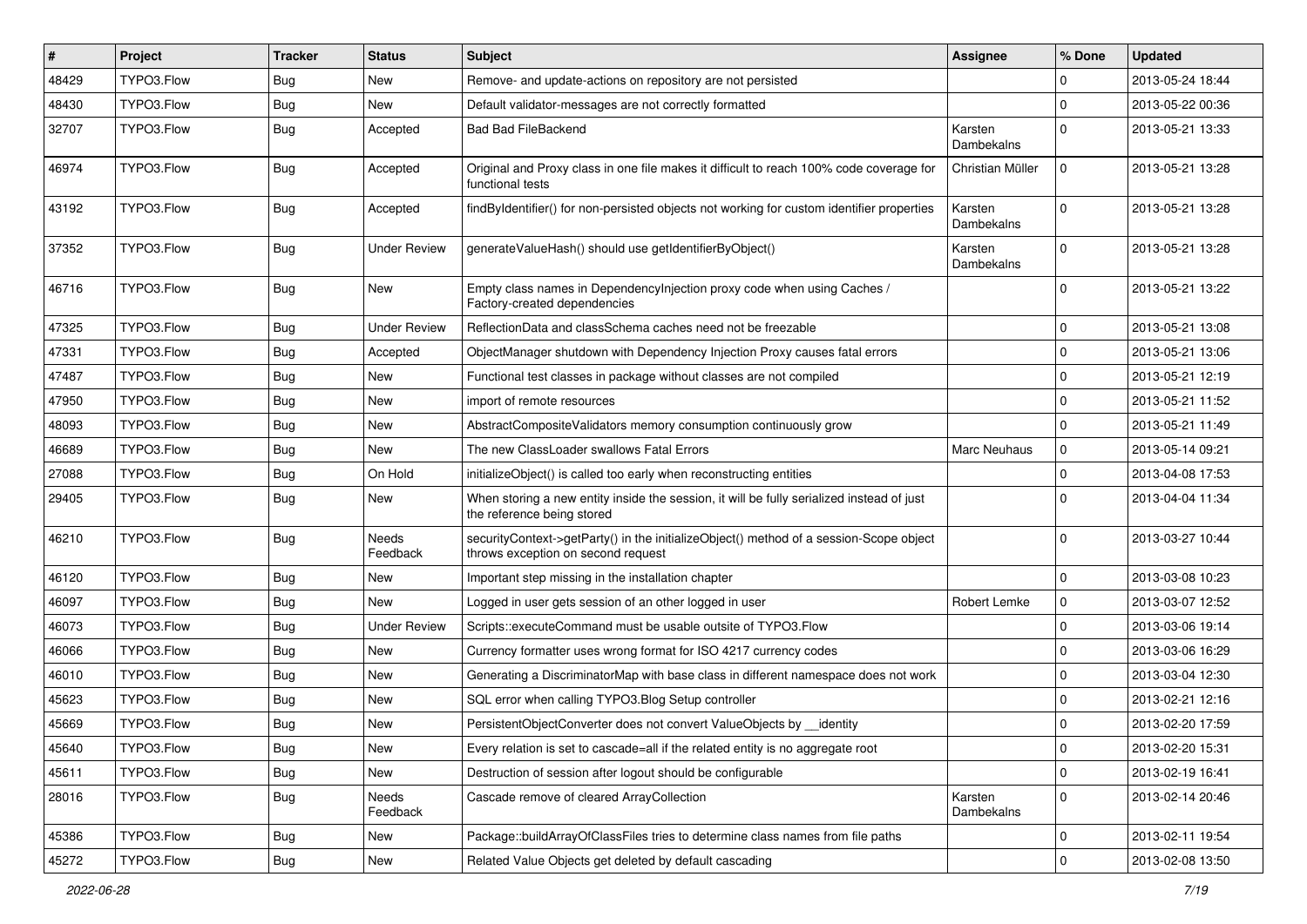| # | Project | Tracker | Status | Subject | Assignee | % Done | Updated |
|---|---|---|---|---|---|---|---|
| 48429 | TYPO3.Flow | Bug | New | Remove- and update-actions on repository are not persisted | | 0 | 2013-05-24 18:44 |
| 48430 | TYPO3.Flow | Bug | New | Default validator-messages are not correctly formatted | | 0 | 2013-05-22 00:36 |
| 32707 | TYPO3.Flow | Bug | Accepted | Bad Bad FileBackend | Karsten Dambekalns | 0 | 2013-05-21 13:33 |
| 46974 | TYPO3.Flow | Bug | Accepted | Original and Proxy class in one file makes it difficult to reach 100% code coverage for functional tests | Christian Müller | 0 | 2013-05-21 13:28 |
| 43192 | TYPO3.Flow | Bug | Accepted | findByIdentifier() for non-persisted objects not working for custom identifier properties | Karsten Dambekalns | 0 | 2013-05-21 13:28 |
| 37352 | TYPO3.Flow | Bug | Under Review | generateValueHash() should use getIdentifierByObject() | Karsten Dambekalns | 0 | 2013-05-21 13:28 |
| 46716 | TYPO3.Flow | Bug | New | Empty class names in DependencyInjection proxy code when using Caches / Factory-created dependencies | | 0 | 2013-05-21 13:22 |
| 47325 | TYPO3.Flow | Bug | Under Review | ReflectionData and classSchema caches need not be freezable | | 0 | 2013-05-21 13:08 |
| 47331 | TYPO3.Flow | Bug | Accepted | ObjectManager shutdown with Dependency Injection Proxy causes fatal errors | | 0 | 2013-05-21 13:06 |
| 47487 | TYPO3.Flow | Bug | New | Functional test classes in package without classes are not compiled | | 0 | 2013-05-21 12:19 |
| 47950 | TYPO3.Flow | Bug | New | import of remote resources | | 0 | 2013-05-21 11:52 |
| 48093 | TYPO3.Flow | Bug | New | AbstractCompositeValidators memory consumption continuously grow | | 0 | 2013-05-21 11:49 |
| 46689 | TYPO3.Flow | Bug | New | The new ClassLoader swallows Fatal Errors | Marc Neuhaus | 0 | 2013-05-14 09:21 |
| 27088 | TYPO3.Flow | Bug | On Hold | initializeObject() is called too early when reconstructing entities | | 0 | 2013-04-08 17:53 |
| 29405 | TYPO3.Flow | Bug | New | When storing a new entity inside the session, it will be fully serialized instead of just the reference being stored | | 0 | 2013-04-04 11:34 |
| 46210 | TYPO3.Flow | Bug | Needs Feedback | securityContext->getParty() in the initializeObject() method of a session-Scope object throws exception on second request | | 0 | 2013-03-27 10:44 |
| 46120 | TYPO3.Flow | Bug | New | Important step missing in the installation chapter | | 0 | 2013-03-08 10:23 |
| 46097 | TYPO3.Flow | Bug | New | Logged in user gets session of an other logged in user | Robert Lemke | 0 | 2013-03-07 12:52 |
| 46073 | TYPO3.Flow | Bug | Under Review | Scripts::executeCommand must be usable outsite of TYPO3.Flow | | 0 | 2013-03-06 19:14 |
| 46066 | TYPO3.Flow | Bug | New | Currency formatter uses wrong format for ISO 4217 currency codes | | 0 | 2013-03-06 16:29 |
| 46010 | TYPO3.Flow | Bug | New | Generating a DiscriminatorMap with base class in different namespace does not work | | 0 | 2013-03-04 12:30 |
| 45623 | TYPO3.Flow | Bug | New | SQL error when calling TYPO3.Blog Setup controller | | 0 | 2013-02-21 12:16 |
| 45669 | TYPO3.Flow | Bug | New | PersistentObjectConverter does not convert ValueObjects by __identity | | 0 | 2013-02-20 17:59 |
| 45640 | TYPO3.Flow | Bug | New | Every relation is set to cascade=all if the related entity is no aggregate root | | 0 | 2013-02-20 15:31 |
| 45611 | TYPO3.Flow | Bug | New | Destruction of session after logout should be configurable | | 0 | 2013-02-19 16:41 |
| 28016 | TYPO3.Flow | Bug | Needs Feedback | Cascade remove of cleared ArrayCollection | Karsten Dambekalns | 0 | 2013-02-14 20:46 |
| 45386 | TYPO3.Flow | Bug | New | Package::buildArrayOfClassFiles tries to determine class names from file paths | | 0 | 2013-02-11 19:54 |
| 45272 | TYPO3.Flow | Bug | New | Related Value Objects get deleted by default cascading | | 0 | 2013-02-08 13:50 |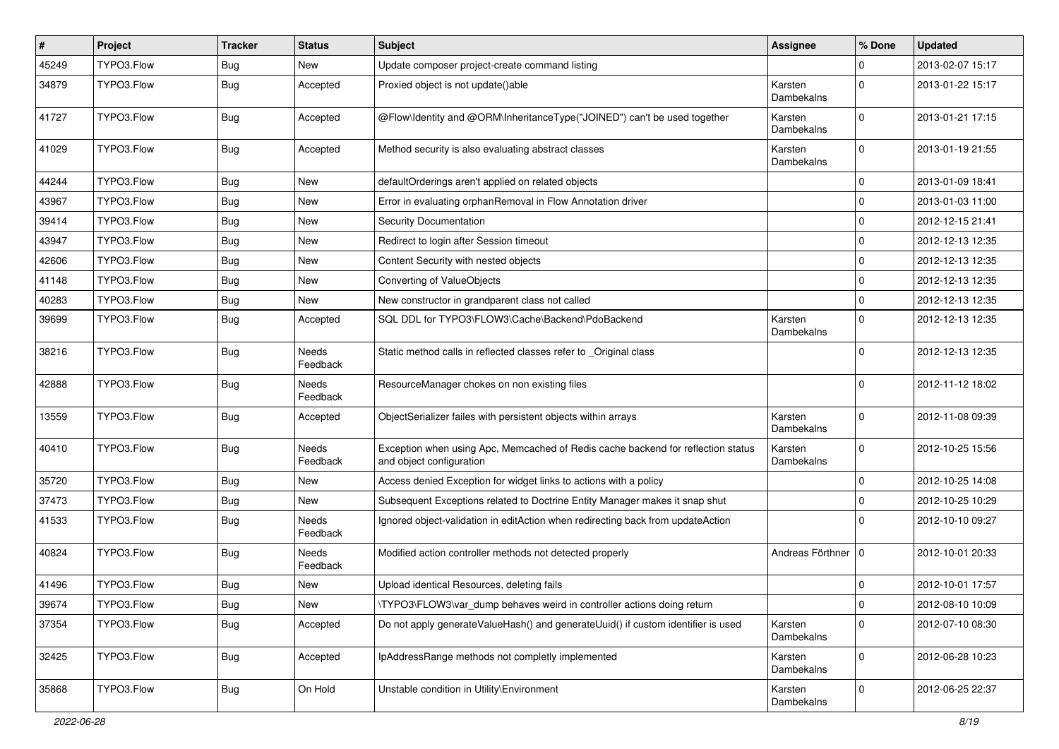| # | Project | Tracker | Status | Subject | Assignee | % Done | Updated |
|---|---|---|---|---|---|---|---|
| 45249 | TYPO3.Flow | Bug | New | Update composer project-create command listing | | 0 | 2013-02-07 15:17 |
| 34879 | TYPO3.Flow | Bug | Accepted | Proxied object is not update()able | Karsten Dambekalns | 0 | 2013-01-22 15:17 |
| 41727 | TYPO3.Flow | Bug | Accepted | @Flow\Identity and @ORM\InheritanceType("JOINED") can't be used together | Karsten Dambekalns | 0 | 2013-01-21 17:15 |
| 41029 | TYPO3.Flow | Bug | Accepted | Method security is also evaluating abstract classes | Karsten Dambekalns | 0 | 2013-01-19 21:55 |
| 44244 | TYPO3.Flow | Bug | New | defaultOrderings aren't applied on related objects | | 0 | 2013-01-09 18:41 |
| 43967 | TYPO3.Flow | Bug | New | Error in evaluating orphanRemoval in Flow Annotation driver | | 0 | 2013-01-03 11:00 |
| 39414 | TYPO3.Flow | Bug | New | Security Documentation | | 0 | 2012-12-15 21:41 |
| 43947 | TYPO3.Flow | Bug | New | Redirect to login after Session timeout | | 0 | 2012-12-13 12:35 |
| 42606 | TYPO3.Flow | Bug | New | Content Security with nested objects | | 0 | 2012-12-13 12:35 |
| 41148 | TYPO3.Flow | Bug | New | Converting of ValueObjects | | 0 | 2012-12-13 12:35 |
| 40283 | TYPO3.Flow | Bug | New | New constructor in grandparent class not called | | 0 | 2012-12-13 12:35 |
| 39699 | TYPO3.Flow | Bug | Accepted | SQL DDL for TYPO3\FLOW3\Cache\Backend\PdoBackend | Karsten Dambekalns | 0 | 2012-12-13 12:35 |
| 38216 | TYPO3.Flow | Bug | Needs Feedback | Static method calls in reflected classes refer to _Original class | | 0 | 2012-12-13 12:35 |
| 42888 | TYPO3.Flow | Bug | Needs Feedback | ResourceManager chokes on non existing files | | 0 | 2012-11-12 18:02 |
| 13559 | TYPO3.Flow | Bug | Accepted | ObjectSerializer failes with persistent objects within arrays | Karsten Dambekalns | 0 | 2012-11-08 09:39 |
| 40410 | TYPO3.Flow | Bug | Needs Feedback | Exception when using Apc, Memcached of Redis cache backend for reflection status and object configuration | Karsten Dambekalns | 0 | 2012-10-25 15:56 |
| 35720 | TYPO3.Flow | Bug | New | Access denied Exception for widget links to actions with a policy | | 0 | 2012-10-25 14:08 |
| 37473 | TYPO3.Flow | Bug | New | Subsequent Exceptions related to Doctrine Entity Manager makes it snap shut | | 0 | 2012-10-25 10:29 |
| 41533 | TYPO3.Flow | Bug | Needs Feedback | Ignored object-validation in editAction when redirecting back from updateAction | | 0 | 2012-10-10 09:27 |
| 40824 | TYPO3.Flow | Bug | Needs Feedback | Modified action controller methods not detected properly | Andreas Förthner | 0 | 2012-10-01 20:33 |
| 41496 | TYPO3.Flow | Bug | New | Upload identical Resources, deleting fails | | 0 | 2012-10-01 17:57 |
| 39674 | TYPO3.Flow | Bug | New | \TYPO3\FLOW3\var_dump behaves weird in controller actions doing return | | 0 | 2012-08-10 10:09 |
| 37354 | TYPO3.Flow | Bug | Accepted | Do not apply generateValueHash() and generateUuid() if custom identifier is used | Karsten Dambekalns | 0 | 2012-07-10 08:30 |
| 32425 | TYPO3.Flow | Bug | Accepted | IpAddressRange methods not completly implemented | Karsten Dambekalns | 0 | 2012-06-28 10:23 |
| 35868 | TYPO3.Flow | Bug | On Hold | Unstable condition in Utility\Environment | Karsten Dambekalns | 0 | 2012-06-25 22:37 |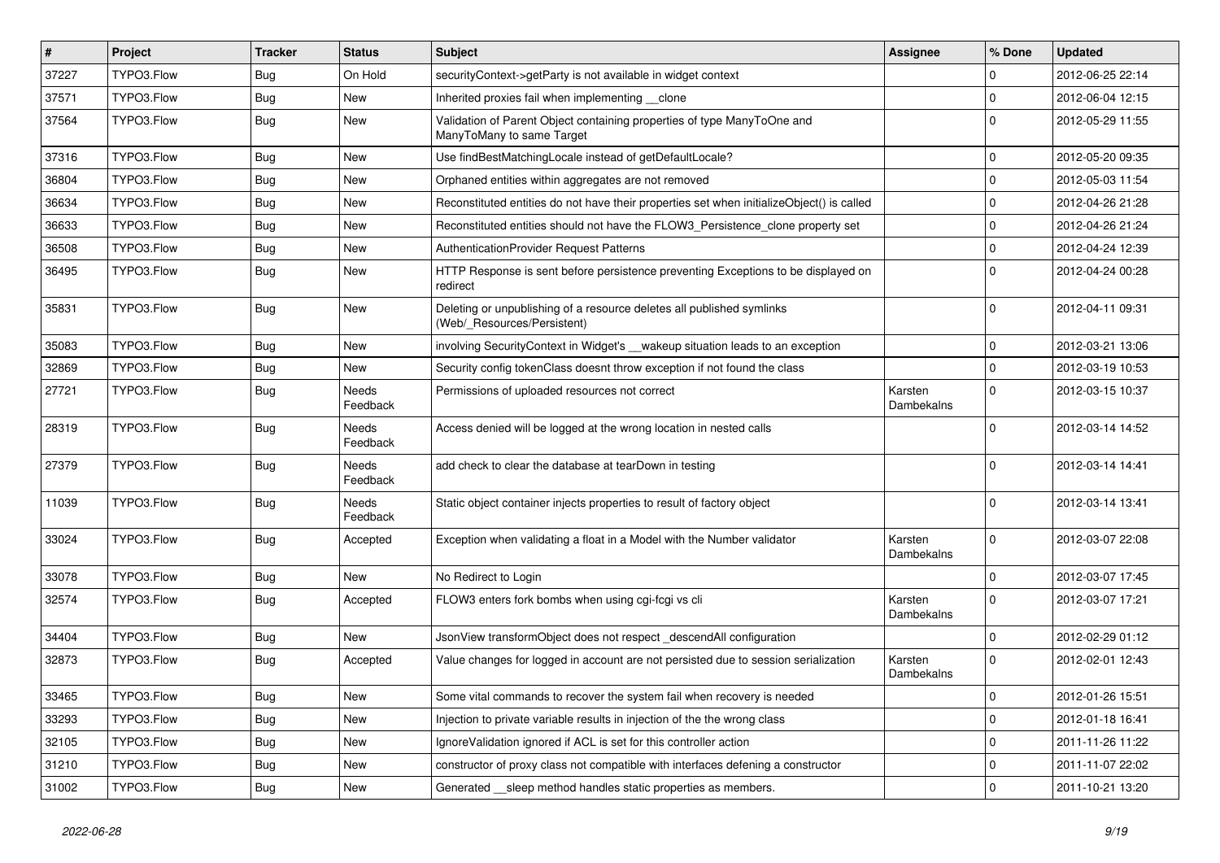| # | Project | Tracker | Status | Subject | Assignee | % Done | Updated |
|---|---|---|---|---|---|---|---|
| 37227 | TYPO3.Flow | Bug | On Hold | securityContext->getParty is not available in widget context | | 0 | 2012-06-25 22:14 |
| 37571 | TYPO3.Flow | Bug | New | Inherited proxies fail when implementing __clone | | 0 | 2012-06-04 12:15 |
| 37564 | TYPO3.Flow | Bug | New | Validation of Parent Object containing properties of type ManyToOne and ManyToMany to same Target | | 0 | 2012-05-29 11:55 |
| 37316 | TYPO3.Flow | Bug | New | Use findBestMatchingLocale instead of getDefaultLocale? | | 0 | 2012-05-20 09:35 |
| 36804 | TYPO3.Flow | Bug | New | Orphaned entities within aggregates are not removed | | 0 | 2012-05-03 11:54 |
| 36634 | TYPO3.Flow | Bug | New | Reconstituted entities do not have their properties set when initializeObject() is called | | 0 | 2012-04-26 21:28 |
| 36633 | TYPO3.Flow | Bug | New | Reconstituted entities should not have the FLOW3_Persistence_clone property set | | 0 | 2012-04-26 21:24 |
| 36508 | TYPO3.Flow | Bug | New | AuthenticationProvider Request Patterns | | 0 | 2012-04-24 12:39 |
| 36495 | TYPO3.Flow | Bug | New | HTTP Response is sent before persistence preventing Exceptions to be displayed on redirect | | 0 | 2012-04-24 00:28 |
| 35831 | TYPO3.Flow | Bug | New | Deleting or unpublishing of a resource deletes all published symlinks (Web/_Resources/Persistent) | | 0 | 2012-04-11 09:31 |
| 35083 | TYPO3.Flow | Bug | New | involving SecurityContext in Widget's __wakeup situation leads to an exception | | 0 | 2012-03-21 13:06 |
| 32869 | TYPO3.Flow | Bug | New | Security config tokenClass doesnt throw exception if not found the class | | 0 | 2012-03-19 10:53 |
| 27721 | TYPO3.Flow | Bug | Needs Feedback | Permissions of uploaded resources not correct | Karsten Dambekalns | 0 | 2012-03-15 10:37 |
| 28319 | TYPO3.Flow | Bug | Needs Feedback | Access denied will be logged at the wrong location in nested calls | | 0 | 2012-03-14 14:52 |
| 27379 | TYPO3.Flow | Bug | Needs Feedback | add check to clear the database at tearDown in testing | | 0 | 2012-03-14 14:41 |
| 11039 | TYPO3.Flow | Bug | Needs Feedback | Static object container injects properties to result of factory object | | 0 | 2012-03-14 13:41 |
| 33024 | TYPO3.Flow | Bug | Accepted | Exception when validating a float in a Model with the Number validator | Karsten Dambekalns | 0 | 2012-03-07 22:08 |
| 33078 | TYPO3.Flow | Bug | New | No Redirect to Login | | 0 | 2012-03-07 17:45 |
| 32574 | TYPO3.Flow | Bug | Accepted | FLOW3 enters fork bombs when using cgi-fcgi vs cli | Karsten Dambekalns | 0 | 2012-03-07 17:21 |
| 34404 | TYPO3.Flow | Bug | New | JsonView transformObject does not respect _descendAll configuration | | 0 | 2012-02-29 01:12 |
| 32873 | TYPO3.Flow | Bug | Accepted | Value changes for logged in account are not persisted due to session serialization | Karsten Dambekalns | 0 | 2012-02-01 12:43 |
| 33465 | TYPO3.Flow | Bug | New | Some vital commands to recover the system fail when recovery is needed | | 0 | 2012-01-26 15:51 |
| 33293 | TYPO3.Flow | Bug | New | Injection to private variable results in injection of the the wrong class | | 0 | 2012-01-18 16:41 |
| 32105 | TYPO3.Flow | Bug | New | IgnoreValidation ignored if ACL is set for this controller action | | 0 | 2011-11-26 11:22 |
| 31210 | TYPO3.Flow | Bug | New | constructor of proxy class not compatible with interfaces defening a constructor | | 0 | 2011-11-07 22:02 |
| 31002 | TYPO3.Flow | Bug | New | Generated __sleep method handles static properties as members. | | 0 | 2011-10-21 13:20 |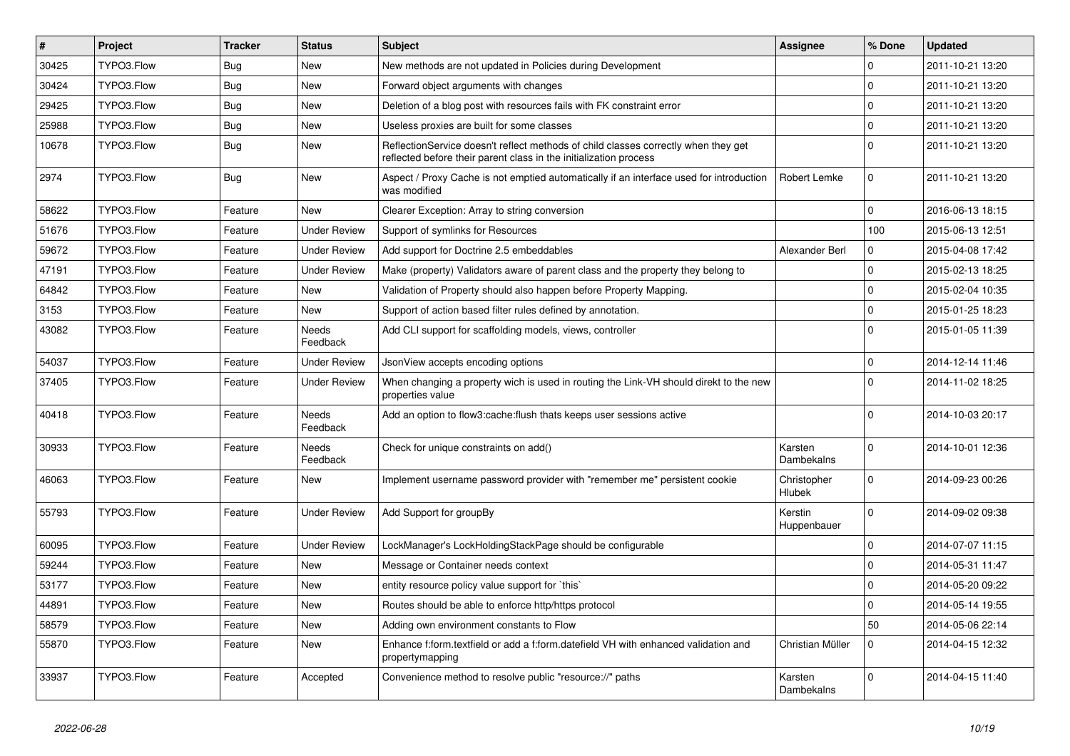| # | Project | Tracker | Status | Subject | Assignee | % Done | Updated |
|---|---|---|---|---|---|---|---|
| 30425 | TYPO3.Flow | Bug | New | New methods are not updated in Policies during Development | | 0 | 2011-10-21 13:20 |
| 30424 | TYPO3.Flow | Bug | New | Forward object arguments with changes | | 0 | 2011-10-21 13:20 |
| 29425 | TYPO3.Flow | Bug | New | Deletion of a blog post with resources fails with FK constraint error | | 0 | 2011-10-21 13:20 |
| 25988 | TYPO3.Flow | Bug | New | Useless proxies are built for some classes | | 0 | 2011-10-21 13:20 |
| 10678 | TYPO3.Flow | Bug | New | ReflectionService doesn't reflect methods of child classes correctly when they get reflected before their parent class in the initialization process | | 0 | 2011-10-21 13:20 |
| 2974 | TYPO3.Flow | Bug | New | Aspect / Proxy Cache is not emptied automatically if an interface used for introduction was modified | Robert Lemke | 0 | 2011-10-21 13:20 |
| 58622 | TYPO3.Flow | Feature | New | Clearer Exception: Array to string conversion | | 0 | 2016-06-13 18:15 |
| 51676 | TYPO3.Flow | Feature | Under Review | Support of symlinks for Resources | | 100 | 2015-06-13 12:51 |
| 59672 | TYPO3.Flow | Feature | Under Review | Add support for Doctrine 2.5 embeddables | Alexander Berl | 0 | 2015-04-08 17:42 |
| 47191 | TYPO3.Flow | Feature | Under Review | Make (property) Validators aware of parent class and the property they belong to | | 0 | 2015-02-13 18:25 |
| 64842 | TYPO3.Flow | Feature | New | Validation of Property should also happen before Property Mapping. | | 0 | 2015-02-04 10:35 |
| 3153 | TYPO3.Flow | Feature | New | Support of action based filter rules defined by annotation. | | 0 | 2015-01-25 18:23 |
| 43082 | TYPO3.Flow | Feature | Needs Feedback | Add CLI support for scaffolding models, views, controller | | 0 | 2015-01-05 11:39 |
| 54037 | TYPO3.Flow | Feature | Under Review | JsonView accepts encoding options | | 0 | 2014-12-14 11:46 |
| 37405 | TYPO3.Flow | Feature | Under Review | When changing a property wich is used in routing the Link-VH should direkt to the new properties value | | 0 | 2014-11-02 18:25 |
| 40418 | TYPO3.Flow | Feature | Needs Feedback | Add an option to flow3:cache:flush thats keeps user sessions active | | 0 | 2014-10-03 20:17 |
| 30933 | TYPO3.Flow | Feature | Needs Feedback | Check for unique constraints on add() | Karsten Dambekalns | 0 | 2014-10-01 12:36 |
| 46063 | TYPO3.Flow | Feature | New | Implement username password provider with "remember me" persistent cookie | Christopher Hlubek | 0 | 2014-09-23 00:26 |
| 55793 | TYPO3.Flow | Feature | Under Review | Add Support for groupBy | Kerstin Huppenbauer | 0 | 2014-09-02 09:38 |
| 60095 | TYPO3.Flow | Feature | Under Review | LockManager's LockHoldingStackPage should be configurable | | 0 | 2014-07-07 11:15 |
| 59244 | TYPO3.Flow | Feature | New | Message or Container needs context | | 0 | 2014-05-31 11:47 |
| 53177 | TYPO3.Flow | Feature | New | entity resource policy value support for `this` | | 0 | 2014-05-20 09:22 |
| 44891 | TYPO3.Flow | Feature | New | Routes should be able to enforce http/https protocol | | 0 | 2014-05-14 19:55 |
| 58579 | TYPO3.Flow | Feature | New | Adding own environment constants to Flow | | 50 | 2014-05-06 22:14 |
| 55870 | TYPO3.Flow | Feature | New | Enhance f:form.textfield or add a f:form.datefield VH with enhanced validation and propertymapping | Christian Müller | 0 | 2014-04-15 12:32 |
| 33937 | TYPO3.Flow | Feature | Accepted | Convenience method to resolve public "resource://" paths | Karsten Dambekalns | 0 | 2014-04-15 11:40 |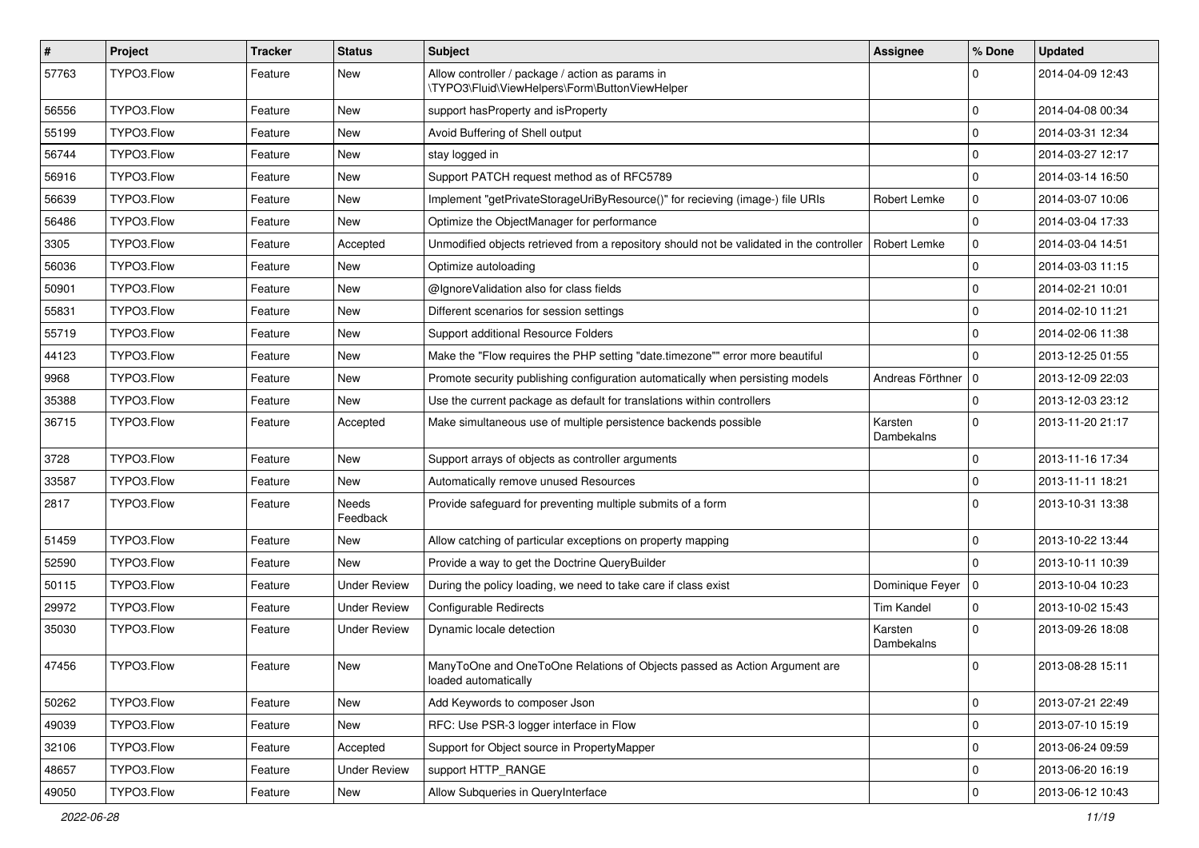| # | Project | Tracker | Status | Subject | Assignee | % Done | Updated |
|---|---|---|---|---|---|---|---|
| 57763 | TYPO3.Flow | Feature | New | Allow controller / package / action as params in \TYPO3\Fluid\ViewHelpers\Form\ButtonViewHelper | | 0 | 2014-04-09 12:43 |
| 56556 | TYPO3.Flow | Feature | New | support hasProperty and isProperty | | 0 | 2014-04-08 00:34 |
| 55199 | TYPO3.Flow | Feature | New | Avoid Buffering of Shell output | | 0 | 2014-03-31 12:34 |
| 56744 | TYPO3.Flow | Feature | New | stay logged in | | 0 | 2014-03-27 12:17 |
| 56916 | TYPO3.Flow | Feature | New | Support PATCH request method as of RFC5789 | | 0 | 2014-03-14 16:50 |
| 56639 | TYPO3.Flow | Feature | New | Implement "getPrivateStorageUriByResource()" for recieving (image-) file URIs | Robert Lemke | 0 | 2014-03-07 10:06 |
| 56486 | TYPO3.Flow | Feature | New | Optimize the ObjectManager for performance | | 0 | 2014-03-04 17:33 |
| 3305 | TYPO3.Flow | Feature | Accepted | Unmodified objects retrieved from a repository should not be validated in the controller | Robert Lemke | 0 | 2014-03-04 14:51 |
| 56036 | TYPO3.Flow | Feature | New | Optimize autoloading | | 0 | 2014-03-03 11:15 |
| 50901 | TYPO3.Flow | Feature | New | @IgnoreValidation also for class fields | | 0 | 2014-02-21 10:01 |
| 55831 | TYPO3.Flow | Feature | New | Different scenarios for session settings | | 0 | 2014-02-10 11:21 |
| 55719 | TYPO3.Flow | Feature | New | Support additional Resource Folders | | 0 | 2014-02-06 11:38 |
| 44123 | TYPO3.Flow | Feature | New | Make the "Flow requires the PHP setting "date.timezone"" error more beautiful | | 0 | 2013-12-25 01:55 |
| 9968 | TYPO3.Flow | Feature | New | Promote security publishing configuration automatically when persisting models | Andreas Förthner | 0 | 2013-12-09 22:03 |
| 35388 | TYPO3.Flow | Feature | New | Use the current package as default for translations within controllers | | 0 | 2013-12-03 23:12 |
| 36715 | TYPO3.Flow | Feature | Accepted | Make simultaneous use of multiple persistence backends possible | Karsten Dambekalns | 0 | 2013-11-20 21:17 |
| 3728 | TYPO3.Flow | Feature | New | Support arrays of objects as controller arguments | | 0 | 2013-11-16 17:34 |
| 33587 | TYPO3.Flow | Feature | New | Automatically remove unused Resources | | 0 | 2013-11-11 18:21 |
| 2817 | TYPO3.Flow | Feature | Needs Feedback | Provide safeguard for preventing multiple submits of a form | | 0 | 2013-10-31 13:38 |
| 51459 | TYPO3.Flow | Feature | New | Allow catching of particular exceptions on property mapping | | 0 | 2013-10-22 13:44 |
| 52590 | TYPO3.Flow | Feature | New | Provide a way to get the Doctrine QueryBuilder | | 0 | 2013-10-11 10:39 |
| 50115 | TYPO3.Flow | Feature | Under Review | During the policy loading, we need to take care if class exist | Dominique Feyer | 0 | 2013-10-04 10:23 |
| 29972 | TYPO3.Flow | Feature | Under Review | Configurable Redirects | Tim Kandel | 0 | 2013-10-02 15:43 |
| 35030 | TYPO3.Flow | Feature | Under Review | Dynamic locale detection | Karsten Dambekalns | 0 | 2013-09-26 18:08 |
| 47456 | TYPO3.Flow | Feature | New | ManyToOne and OneToOne Relations of Objects passed as Action Argument are loaded automatically | | 0 | 2013-08-28 15:11 |
| 50262 | TYPO3.Flow | Feature | New | Add Keywords to composer Json | | 0 | 2013-07-21 22:49 |
| 49039 | TYPO3.Flow | Feature | New | RFC: Use PSR-3 logger interface in Flow | | 0 | 2013-07-10 15:19 |
| 32106 | TYPO3.Flow | Feature | Accepted | Support for Object source in PropertyMapper | | 0 | 2013-06-24 09:59 |
| 48657 | TYPO3.Flow | Feature | Under Review | support HTTP_RANGE | | 0 | 2013-06-20 16:19 |
| 49050 | TYPO3.Flow | Feature | New | Allow Subqueries in QueryInterface | | 0 | 2013-06-12 10:43 |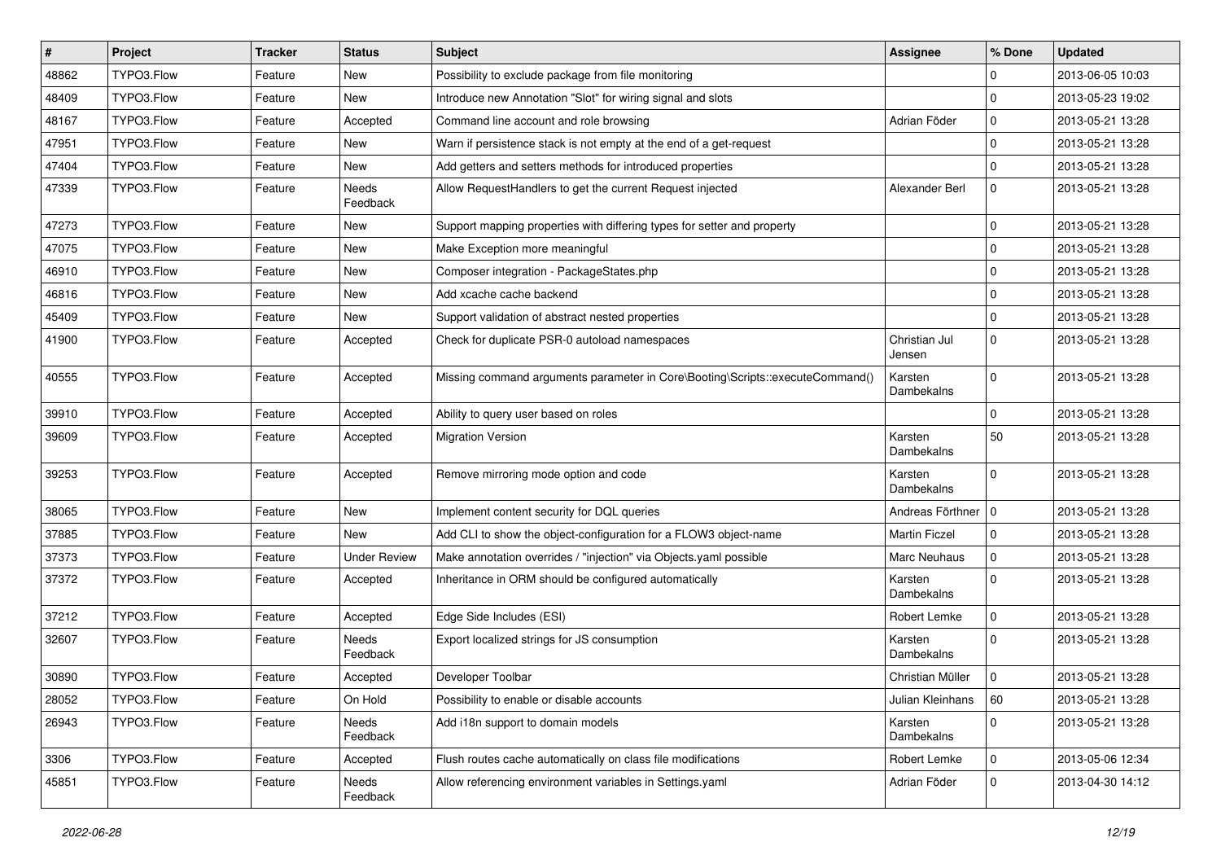| # | Project | Tracker | Status | Subject | Assignee | % Done | Updated |
|---|---|---|---|---|---|---|---|
| 48862 | TYPO3.Flow | Feature | New | Possibility to exclude package from file monitoring | | 0 | 2013-06-05 10:03 |
| 48409 | TYPO3.Flow | Feature | New | Introduce new Annotation "Slot" for wiring signal and slots | | 0 | 2013-05-23 19:02 |
| 48167 | TYPO3.Flow | Feature | Accepted | Command line account and role browsing | Adrian Föder | 0 | 2013-05-21 13:28 |
| 47951 | TYPO3.Flow | Feature | New | Warn if persistence stack is not empty at the end of a get-request | | 0 | 2013-05-21 13:28 |
| 47404 | TYPO3.Flow | Feature | New | Add getters and setters methods for introduced properties | | 0 | 2013-05-21 13:28 |
| 47339 | TYPO3.Flow | Feature | Needs Feedback | Allow RequestHandlers to get the current Request injected | Alexander Berl | 0 | 2013-05-21 13:28 |
| 47273 | TYPO3.Flow | Feature | New | Support mapping properties with differing types for setter and property | | 0 | 2013-05-21 13:28 |
| 47075 | TYPO3.Flow | Feature | New | Make Exception more meaningful | | 0 | 2013-05-21 13:28 |
| 46910 | TYPO3.Flow | Feature | New | Composer integration - PackageStates.php | | 0 | 2013-05-21 13:28 |
| 46816 | TYPO3.Flow | Feature | New | Add xcache cache backend | | 0 | 2013-05-21 13:28 |
| 45409 | TYPO3.Flow | Feature | New | Support validation of abstract nested properties | | 0 | 2013-05-21 13:28 |
| 41900 | TYPO3.Flow | Feature | Accepted | Check for duplicate PSR-0 autoload namespaces | Christian Jul Jensen | 0 | 2013-05-21 13:28 |
| 40555 | TYPO3.Flow | Feature | Accepted | Missing command arguments parameter in Core\Booting\Scripts::executeCommand() | Karsten Dambekalns | 0 | 2013-05-21 13:28 |
| 39910 | TYPO3.Flow | Feature | Accepted | Ability to query user based on roles | | 0 | 2013-05-21 13:28 |
| 39609 | TYPO3.Flow | Feature | Accepted | Migration Version | Karsten Dambekalns | 50 | 2013-05-21 13:28 |
| 39253 | TYPO3.Flow | Feature | Accepted | Remove mirroring mode option and code | Karsten Dambekalns | 0 | 2013-05-21 13:28 |
| 38065 | TYPO3.Flow | Feature | New | Implement content security for DQL queries | Andreas Förthner | 0 | 2013-05-21 13:28 |
| 37885 | TYPO3.Flow | Feature | New | Add CLI to show the object-configuration for a FLOW3 object-name | Martin Ficzel | 0 | 2013-05-21 13:28 |
| 37373 | TYPO3.Flow | Feature | Under Review | Make annotation overrides / "injection" via Objects.yaml possible | Marc Neuhaus | 0 | 2013-05-21 13:28 |
| 37372 | TYPO3.Flow | Feature | Accepted | Inheritance in ORM should be configured automatically | Karsten Dambekalns | 0 | 2013-05-21 13:28 |
| 37212 | TYPO3.Flow | Feature | Accepted | Edge Side Includes (ESI) | Robert Lemke | 0 | 2013-05-21 13:28 |
| 32607 | TYPO3.Flow | Feature | Needs Feedback | Export localized strings for JS consumption | Karsten Dambekalns | 0 | 2013-05-21 13:28 |
| 30890 | TYPO3.Flow | Feature | Accepted | Developer Toolbar | Christian Müller | 0 | 2013-05-21 13:28 |
| 28052 | TYPO3.Flow | Feature | On Hold | Possibility to enable or disable accounts | Julian Kleinhans | 60 | 2013-05-21 13:28 |
| 26943 | TYPO3.Flow | Feature | Needs Feedback | Add i18n support to domain models | Karsten Dambekalns | 0 | 2013-05-21 13:28 |
| 3306 | TYPO3.Flow | Feature | Accepted | Flush routes cache automatically on class file modifications | Robert Lemke | 0 | 2013-05-06 12:34 |
| 45851 | TYPO3.Flow | Feature | Needs Feedback | Allow referencing environment variables in Settings.yaml | Adrian Föder | 0 | 2013-04-30 14:12 |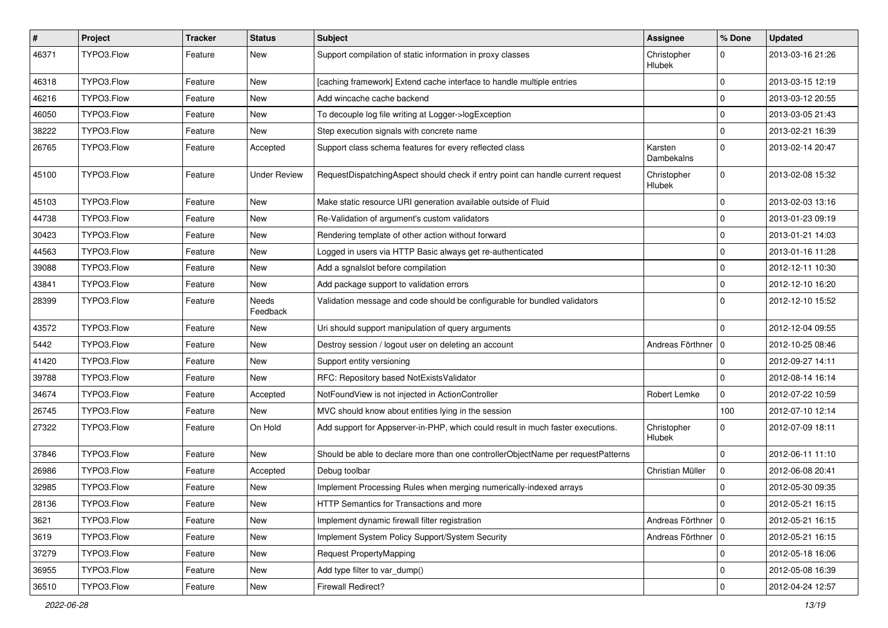| # | Project | Tracker | Status | Subject | Assignee | % Done | Updated |
|---|---|---|---|---|---|---|---|
| 46371 | TYPO3.Flow | Feature | New | Support compilation of static information in proxy classes | Christopher Hlubek | 0 | 2013-03-16 21:26 |
| 46318 | TYPO3.Flow | Feature | New | [caching framework] Extend cache interface to handle multiple entries | | 0 | 2013-03-15 12:19 |
| 46216 | TYPO3.Flow | Feature | New | Add wincache cache backend | | 0 | 2013-03-12 20:55 |
| 46050 | TYPO3.Flow | Feature | New | To decouple log file writing at Logger->logException | | 0 | 2013-03-05 21:43 |
| 38222 | TYPO3.Flow | Feature | New | Step execution signals with concrete name | | 0 | 2013-02-21 16:39 |
| 26765 | TYPO3.Flow | Feature | Accepted | Support class schema features for every reflected class | Karsten Dambekalns | 0 | 2013-02-14 20:47 |
| 45100 | TYPO3.Flow | Feature | Under Review | RequestDispatchingAspect should check if entry point can handle current request | Christopher Hlubek | 0 | 2013-02-08 15:32 |
| 45103 | TYPO3.Flow | Feature | New | Make static resource URI generation available outside of Fluid | | 0 | 2013-02-03 13:16 |
| 44738 | TYPO3.Flow | Feature | New | Re-Validation of argument's custom validators | | 0 | 2013-01-23 09:19 |
| 30423 | TYPO3.Flow | Feature | New | Rendering template of other action without forward | | 0 | 2013-01-21 14:03 |
| 44563 | TYPO3.Flow | Feature | New | Logged in users via HTTP Basic always get re-authenticated | | 0 | 2013-01-16 11:28 |
| 39088 | TYPO3.Flow | Feature | New | Add a sgnalslot before compilation | | 0 | 2012-12-11 10:30 |
| 43841 | TYPO3.Flow | Feature | New | Add package support to validation errors | | 0 | 2012-12-10 16:20 |
| 28399 | TYPO3.Flow | Feature | Needs Feedback | Validation message and code should be configurable for bundled validators | | 0 | 2012-12-10 15:52 |
| 43572 | TYPO3.Flow | Feature | New | Uri should support manipulation of query arguments | | 0 | 2012-12-04 09:55 |
| 5442 | TYPO3.Flow | Feature | New | Destroy session / logout user on deleting an account | Andreas Förthner | 0 | 2012-10-25 08:46 |
| 41420 | TYPO3.Flow | Feature | New | Support entity versioning | | 0 | 2012-09-27 14:11 |
| 39788 | TYPO3.Flow | Feature | New | RFC: Repository based NotExistsValidator | | 0 | 2012-08-14 16:14 |
| 34674 | TYPO3.Flow | Feature | Accepted | NotFoundView is not injected in ActionController | Robert Lemke | 0 | 2012-07-22 10:59 |
| 26745 | TYPO3.Flow | Feature | New | MVC should know about entities lying in the session | | 100 | 2012-07-10 12:14 |
| 27322 | TYPO3.Flow | Feature | On Hold | Add support for Appserver-in-PHP, which could result in much faster executions. | Christopher Hlubek | 0 | 2012-07-09 18:11 |
| 37846 | TYPO3.Flow | Feature | New | Should be able to declare more than one controllerObjectName per requestPatterns | | 0 | 2012-06-11 11:10 |
| 26986 | TYPO3.Flow | Feature | Accepted | Debug toolbar | Christian Müller | 0 | 2012-06-08 20:41 |
| 32985 | TYPO3.Flow | Feature | New | Implement Processing Rules when merging numerically-indexed arrays | | 0 | 2012-05-30 09:35 |
| 28136 | TYPO3.Flow | Feature | New | HTTP Semantics for Transactions and more | | 0 | 2012-05-21 16:15 |
| 3621 | TYPO3.Flow | Feature | New | Implement dynamic firewall filter registration | Andreas Förthner | 0 | 2012-05-21 16:15 |
| 3619 | TYPO3.Flow | Feature | New | Implement System Policy Support/System Security | Andreas Förthner | 0 | 2012-05-21 16:15 |
| 37279 | TYPO3.Flow | Feature | New | Request PropertyMapping | | 0 | 2012-05-18 16:06 |
| 36955 | TYPO3.Flow | Feature | New | Add type filter to var_dump() | | 0 | 2012-05-08 16:39 |
| 36510 | TYPO3.Flow | Feature | New | Firewall Redirect? | | 0 | 2012-04-24 12:57 |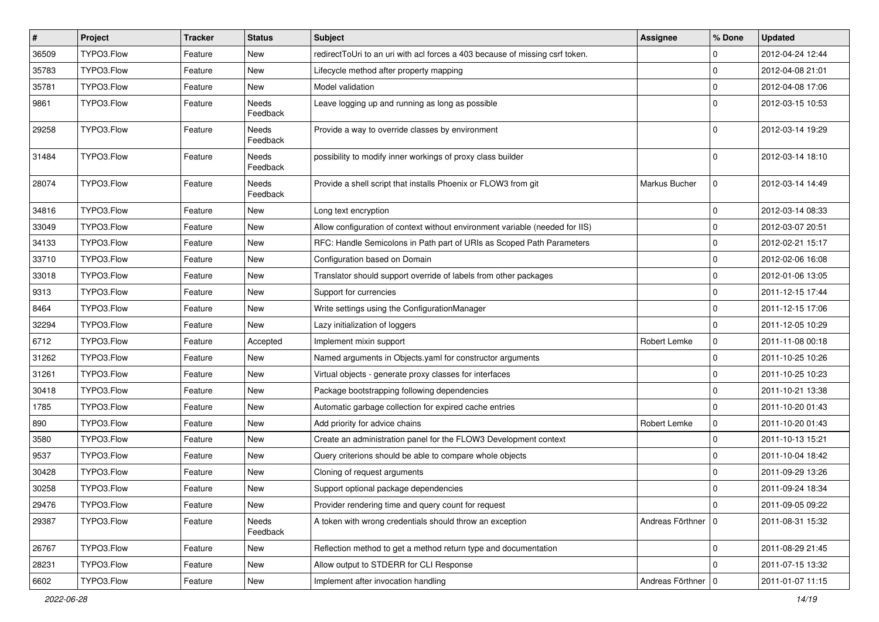| # | Project | Tracker | Status | Subject | Assignee | % Done | Updated |
|---|---|---|---|---|---|---|---|
| 36509 | TYPO3.Flow | Feature | New | redirectToUri to an uri with acl forces a 403 because of missing csrf token. | | 0 | 2012-04-24 12:44 |
| 35783 | TYPO3.Flow | Feature | New | Lifecycle method after property mapping | | 0 | 2012-04-08 21:01 |
| 35781 | TYPO3.Flow | Feature | New | Model validation | | 0 | 2012-04-08 17:06 |
| 9861 | TYPO3.Flow | Feature | Needs Feedback | Leave logging up and running as long as possible | | 0 | 2012-03-15 10:53 |
| 29258 | TYPO3.Flow | Feature | Needs Feedback | Provide a way to override classes by environment | | 0 | 2012-03-14 19:29 |
| 31484 | TYPO3.Flow | Feature | Needs Feedback | possibility to modify inner workings of proxy class builder | | 0 | 2012-03-14 18:10 |
| 28074 | TYPO3.Flow | Feature | Needs Feedback | Provide a shell script that installs Phoenix or FLOW3 from git | Markus Bucher | 0 | 2012-03-14 14:49 |
| 34816 | TYPO3.Flow | Feature | New | Long text encryption | | 0 | 2012-03-14 08:33 |
| 33049 | TYPO3.Flow | Feature | New | Allow configuration of context without environment variable (needed for IIS) | | 0 | 2012-03-07 20:51 |
| 34133 | TYPO3.Flow | Feature | New | RFC: Handle Semicolons in Path part of URIs as Scoped Path Parameters | | 0 | 2012-02-21 15:17 |
| 33710 | TYPO3.Flow | Feature | New | Configuration based on Domain | | 0 | 2012-02-06 16:08 |
| 33018 | TYPO3.Flow | Feature | New | Translator should support override of labels from other packages | | 0 | 2012-01-06 13:05 |
| 9313 | TYPO3.Flow | Feature | New | Support for currencies | | 0 | 2011-12-15 17:44 |
| 8464 | TYPO3.Flow | Feature | New | Write settings using the ConfigurationManager | | 0 | 2011-12-15 17:06 |
| 32294 | TYPO3.Flow | Feature | New | Lazy initialization of loggers | | 0 | 2011-12-05 10:29 |
| 6712 | TYPO3.Flow | Feature | Accepted | Implement mixin support | Robert Lemke | 0 | 2011-11-08 00:18 |
| 31262 | TYPO3.Flow | Feature | New | Named arguments in Objects.yaml for constructor arguments | | 0 | 2011-10-25 10:26 |
| 31261 | TYPO3.Flow | Feature | New | Virtual objects - generate proxy classes for interfaces | | 0 | 2011-10-25 10:23 |
| 30418 | TYPO3.Flow | Feature | New | Package bootstrapping following dependencies | | 0 | 2011-10-21 13:38 |
| 1785 | TYPO3.Flow | Feature | New | Automatic garbage collection for expired cache entries | | 0 | 2011-10-20 01:43 |
| 890 | TYPO3.Flow | Feature | New | Add priority for advice chains | Robert Lemke | 0 | 2011-10-20 01:43 |
| 3580 | TYPO3.Flow | Feature | New | Create an administration panel for the FLOW3 Development context | | 0 | 2011-10-13 15:21 |
| 9537 | TYPO3.Flow | Feature | New | Query criterions should be able to compare whole objects | | 0 | 2011-10-04 18:42 |
| 30428 | TYPO3.Flow | Feature | New | Cloning of request arguments | | 0 | 2011-09-29 13:26 |
| 30258 | TYPO3.Flow | Feature | New | Support optional package dependencies | | 0 | 2011-09-24 18:34 |
| 29476 | TYPO3.Flow | Feature | New | Provider rendering time and query count for request | | 0 | 2011-09-05 09:22 |
| 29387 | TYPO3.Flow | Feature | Needs Feedback | A token with wrong credentials should throw an exception | Andreas Förthner | 0 | 2011-08-31 15:32 |
| 26767 | TYPO3.Flow | Feature | New | Reflection method to get a method return type and documentation | | 0 | 2011-08-29 21:45 |
| 28231 | TYPO3.Flow | Feature | New | Allow output to STDERR for CLI Response | | 0 | 2011-07-15 13:32 |
| 6602 | TYPO3.Flow | Feature | New | Implement after invocation handling | Andreas Förthner | 0 | 2011-01-07 11:15 |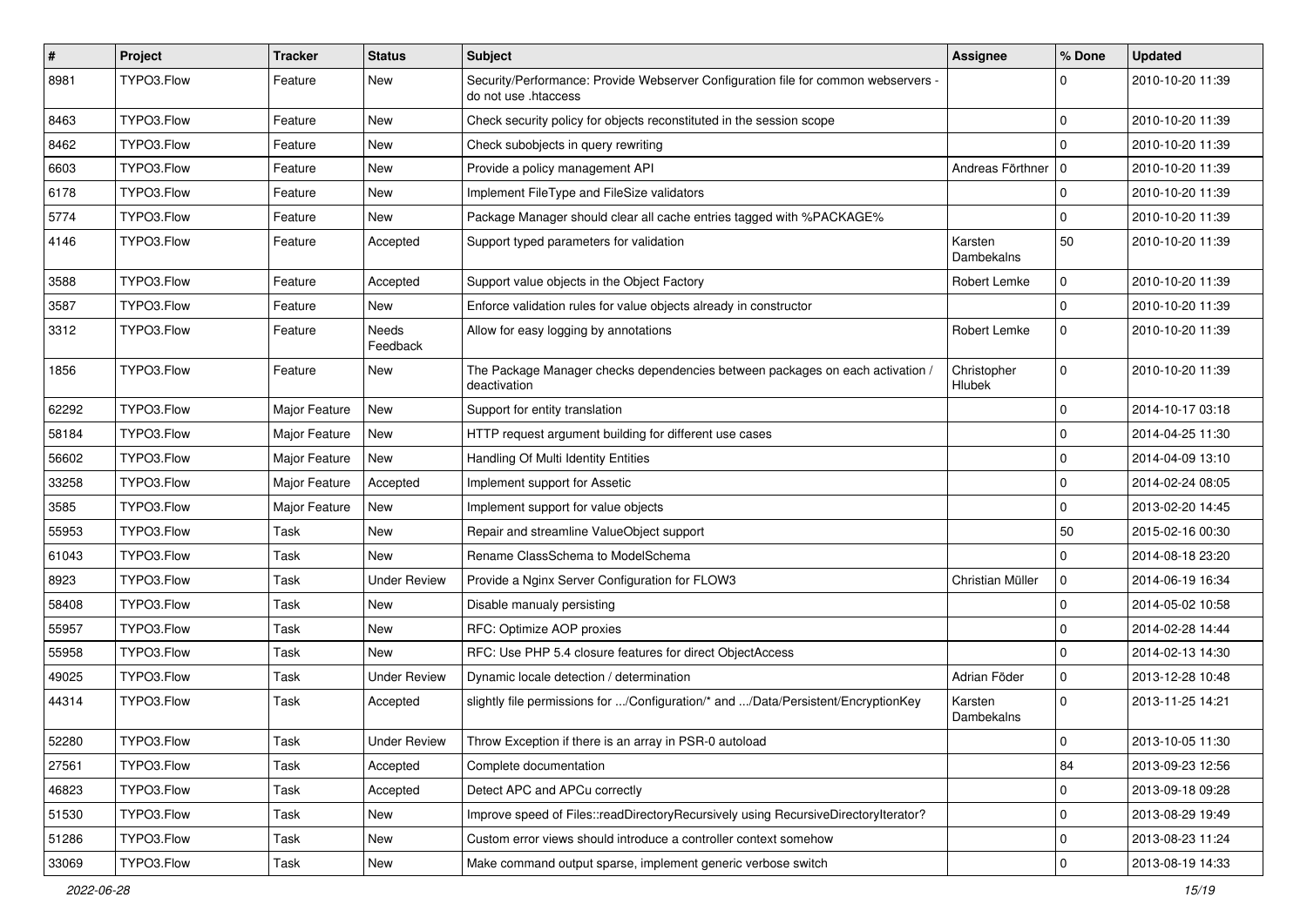| # | Project | Tracker | Status | Subject | Assignee | % Done | Updated |
|---|---|---|---|---|---|---|---|
| 8981 | TYPO3.Flow | Feature | New | Security/Performance: Provide Webserver Configuration file for common webservers - do not use .htaccess | | 0 | 2010-10-20 11:39 |
| 8463 | TYPO3.Flow | Feature | New | Check security policy for objects reconstituted in the session scope | | 0 | 2010-10-20 11:39 |
| 8462 | TYPO3.Flow | Feature | New | Check subobjects in query rewriting | | 0 | 2010-10-20 11:39 |
| 6603 | TYPO3.Flow | Feature | New | Provide a policy management API | Andreas Förthner | 0 | 2010-10-20 11:39 |
| 6178 | TYPO3.Flow | Feature | New | Implement FileType and FileSize validators | | 0 | 2010-10-20 11:39 |
| 5774 | TYPO3.Flow | Feature | New | Package Manager should clear all cache entries tagged with %PACKAGE% | | 0 | 2010-10-20 11:39 |
| 4146 | TYPO3.Flow | Feature | Accepted | Support typed parameters for validation | Karsten Dambekalns | 50 | 2010-10-20 11:39 |
| 3588 | TYPO3.Flow | Feature | Accepted | Support value objects in the Object Factory | Robert Lemke | 0 | 2010-10-20 11:39 |
| 3587 | TYPO3.Flow | Feature | New | Enforce validation rules for value objects already in constructor | | 0 | 2010-10-20 11:39 |
| 3312 | TYPO3.Flow | Feature | Needs Feedback | Allow for easy logging by annotations | Robert Lemke | 0 | 2010-10-20 11:39 |
| 1856 | TYPO3.Flow | Feature | New | The Package Manager checks dependencies between packages on each activation / deactivation | Christopher Hlubek | 0 | 2010-10-20 11:39 |
| 62292 | TYPO3.Flow | Major Feature | New | Support for entity translation | | 0 | 2014-10-17 03:18 |
| 58184 | TYPO3.Flow | Major Feature | New | HTTP request argument building for different use cases | | 0 | 2014-04-25 11:30 |
| 56602 | TYPO3.Flow | Major Feature | New | Handling Of Multi Identity Entities | | 0 | 2014-04-09 13:10 |
| 33258 | TYPO3.Flow | Major Feature | Accepted | Implement support for Assetic | | 0 | 2014-02-24 08:05 |
| 3585 | TYPO3.Flow | Major Feature | New | Implement support for value objects | | 0 | 2013-02-20 14:45 |
| 55953 | TYPO3.Flow | Task | New | Repair and streamline ValueObject support | | 50 | 2015-02-16 00:30 |
| 61043 | TYPO3.Flow | Task | New | Rename ClassSchema to ModelSchema | | 0 | 2014-08-18 23:20 |
| 8923 | TYPO3.Flow | Task | Under Review | Provide a Nginx Server Configuration for FLOW3 | Christian Müller | 0 | 2014-06-19 16:34 |
| 58408 | TYPO3.Flow | Task | New | Disable manualy persisting | | 0 | 2014-05-02 10:58 |
| 55957 | TYPO3.Flow | Task | New | RFC: Optimize AOP proxies | | 0 | 2014-02-28 14:44 |
| 55958 | TYPO3.Flow | Task | New | RFC: Use PHP 5.4 closure features for direct ObjectAccess | | 0 | 2014-02-13 14:30 |
| 49025 | TYPO3.Flow | Task | Under Review | Dynamic locale detection / determination | Adrian Föder | 0 | 2013-12-28 10:48 |
| 44314 | TYPO3.Flow | Task | Accepted | slightly file permissions for .../Configuration/* and .../Data/Persistent/EncryptionKey | Karsten Dambekalns | 0 | 2013-11-25 14:21 |
| 52280 | TYPO3.Flow | Task | Under Review | Throw Exception if there is an array in PSR-0 autoload | | 0 | 2013-10-05 11:30 |
| 27561 | TYPO3.Flow | Task | Accepted | Complete documentation | | 84 | 2013-09-23 12:56 |
| 46823 | TYPO3.Flow | Task | Accepted | Detect APC and APCu correctly | | 0 | 2013-09-18 09:28 |
| 51530 | TYPO3.Flow | Task | New | Improve speed of Files::readDirectoryRecursively using RecursiveDirectoryIterator? | | 0 | 2013-08-29 19:49 |
| 51286 | TYPO3.Flow | Task | New | Custom error views should introduce a controller context somehow | | 0 | 2013-08-23 11:24 |
| 33069 | TYPO3.Flow | Task | New | Make command output sparse, implement generic verbose switch | | 0 | 2013-08-19 14:33 |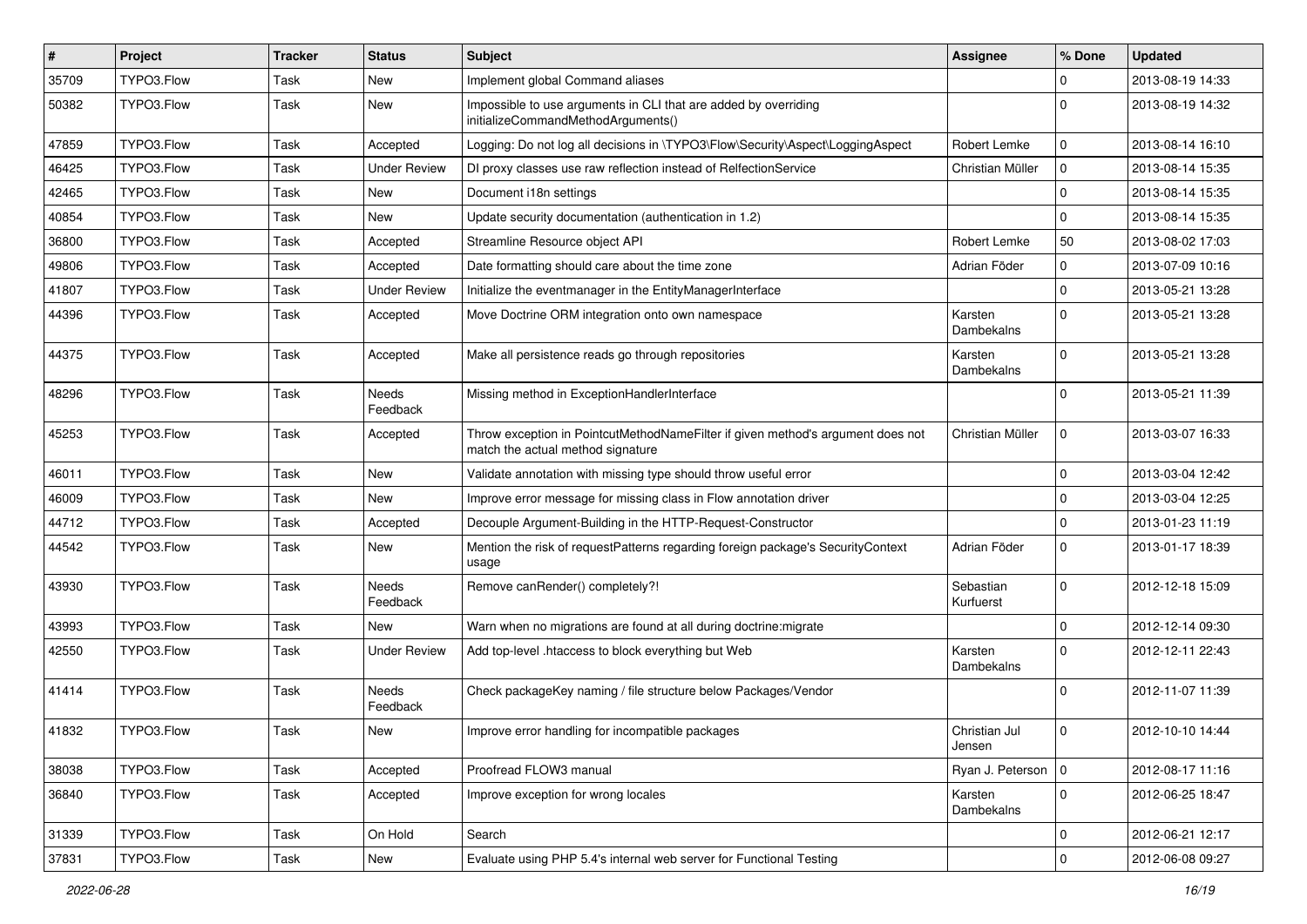| # | Project | Tracker | Status | Subject | Assignee | % Done | Updated |
| --- | --- | --- | --- | --- | --- | --- | --- |
| 35709 | TYPO3.Flow | Task | New | Implement global Command aliases | | 0 | 2013-08-19 14:33 |
| 50382 | TYPO3.Flow | Task | New | Impossible to use arguments in CLI that are added by overriding initializeCommandMethodArguments() | | 0 | 2013-08-19 14:32 |
| 47859 | TYPO3.Flow | Task | Accepted | Logging: Do not log all decisions in \TYPO3\Flow\Security\Aspect\LoggingAspect | Robert Lemke | 0 | 2013-08-14 16:10 |
| 46425 | TYPO3.Flow | Task | Under Review | DI proxy classes use raw reflection instead of RelfectionService | Christian Müller | 0 | 2013-08-14 15:35 |
| 42465 | TYPO3.Flow | Task | New | Document i18n settings | | 0 | 2013-08-14 15:35 |
| 40854 | TYPO3.Flow | Task | New | Update security documentation (authentication in 1.2) | | 0 | 2013-08-14 15:35 |
| 36800 | TYPO3.Flow | Task | Accepted | Streamline Resource object API | Robert Lemke | 50 | 2013-08-02 17:03 |
| 49806 | TYPO3.Flow | Task | Accepted | Date formatting should care about the time zone | Adrian Föder | 0 | 2013-07-09 10:16 |
| 41807 | TYPO3.Flow | Task | Under Review | Initialize the eventmanager in the EntityManagerInterface | | 0 | 2013-05-21 13:28 |
| 44396 | TYPO3.Flow | Task | Accepted | Move Doctrine ORM integration onto own namespace | Karsten Dambekalns | 0 | 2013-05-21 13:28 |
| 44375 | TYPO3.Flow | Task | Accepted | Make all persistence reads go through repositories | Karsten Dambekalns | 0 | 2013-05-21 13:28 |
| 48296 | TYPO3.Flow | Task | Needs Feedback | Missing method in ExceptionHandlerInterface | | 0 | 2013-05-21 11:39 |
| 45253 | TYPO3.Flow | Task | Accepted | Throw exception in PointcutMethodNameFilter if given method's argument does not match the actual method signature | Christian Müller | 0 | 2013-03-07 16:33 |
| 46011 | TYPO3.Flow | Task | New | Validate annotation with missing type should throw useful error | | 0 | 2013-03-04 12:42 |
| 46009 | TYPO3.Flow | Task | New | Improve error message for missing class in Flow annotation driver | | 0 | 2013-03-04 12:25 |
| 44712 | TYPO3.Flow | Task | Accepted | Decouple Argument-Building in the HTTP-Request-Constructor | | 0 | 2013-01-23 11:19 |
| 44542 | TYPO3.Flow | Task | New | Mention the risk of requestPatterns regarding foreign package's SecurityContext usage | Adrian Föder | 0 | 2013-01-17 18:39 |
| 43930 | TYPO3.Flow | Task | Needs Feedback | Remove canRender() completely?! | Sebastian Kurfuerst | 0 | 2012-12-18 15:09 |
| 43993 | TYPO3.Flow | Task | New | Warn when no migrations are found at all during doctrine:migrate | | 0 | 2012-12-14 09:30 |
| 42550 | TYPO3.Flow | Task | Under Review | Add top-level .htaccess to block everything but Web | Karsten Dambekalns | 0 | 2012-12-11 22:43 |
| 41414 | TYPO3.Flow | Task | Needs Feedback | Check packageKey naming / file structure below Packages/Vendor | | 0 | 2012-11-07 11:39 |
| 41832 | TYPO3.Flow | Task | New | Improve error handling for incompatible packages | Christian Jul Jensen | 0 | 2012-10-10 14:44 |
| 38038 | TYPO3.Flow | Task | Accepted | Proofread FLOW3 manual | Ryan J. Peterson | 0 | 2012-08-17 11:16 |
| 36840 | TYPO3.Flow | Task | Accepted | Improve exception for wrong locales | Karsten Dambekalns | 0 | 2012-06-25 18:47 |
| 31339 | TYPO3.Flow | Task | On Hold | Search | | 0 | 2012-06-21 12:17 |
| 37831 | TYPO3.Flow | Task | New | Evaluate using PHP 5.4's internal web server for Functional Testing | | 0 | 2012-06-08 09:27 |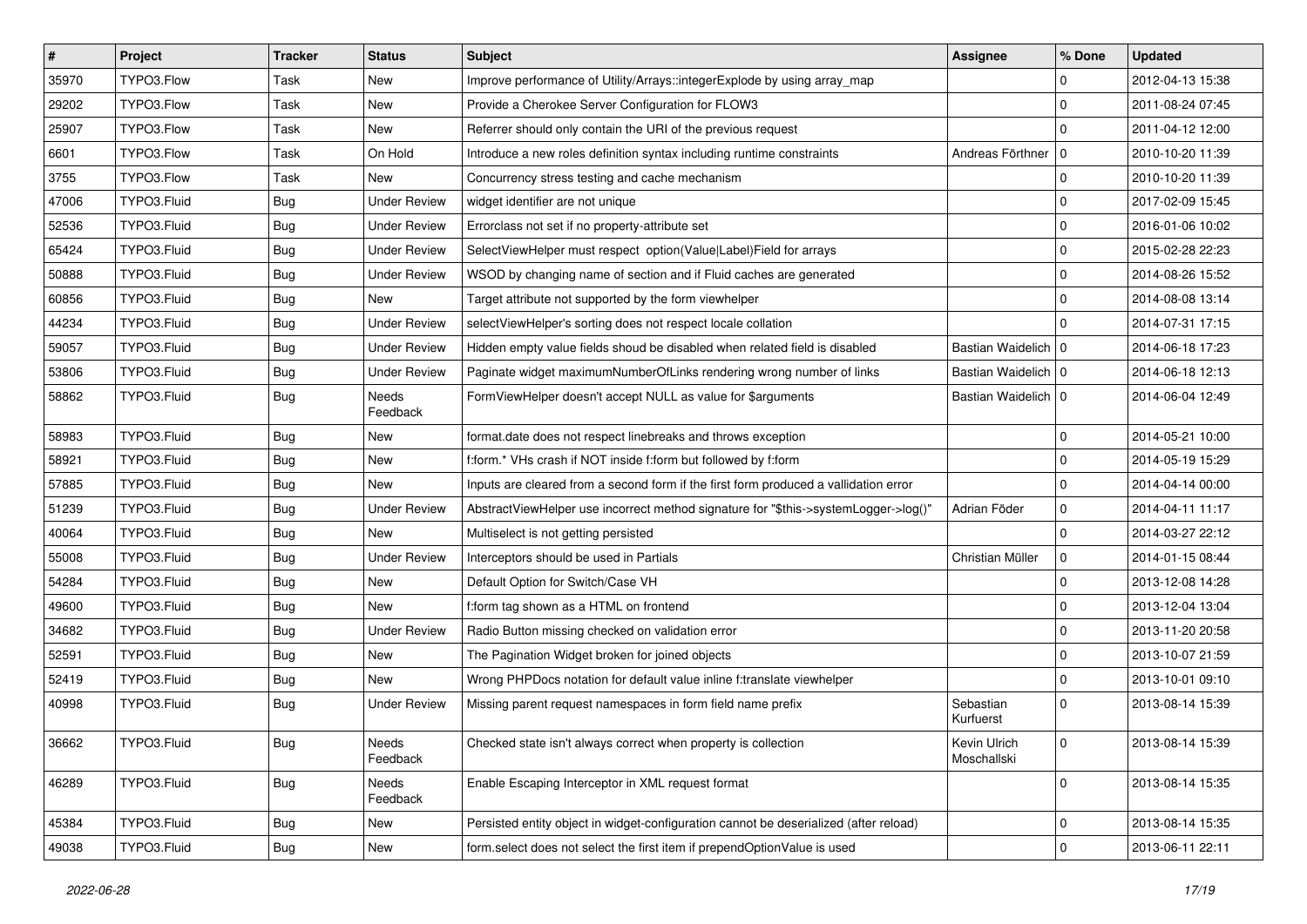| # | Project | Tracker | Status | Subject | Assignee | % Done | Updated |
|---|---|---|---|---|---|---|---|
| 35970 | TYPO3.Flow | Task | New | Improve performance of Utility/Arrays::integerExplode by using array_map | | 0 | 2012-04-13 15:38 |
| 29202 | TYPO3.Flow | Task | New | Provide a Cherokee Server Configuration for FLOW3 | | 0 | 2011-08-24 07:45 |
| 25907 | TYPO3.Flow | Task | New | Referrer should only contain the URI of the previous request | | 0 | 2011-04-12 12:00 |
| 6601 | TYPO3.Flow | Task | On Hold | Introduce a new roles definition syntax including runtime constraints | Andreas Förthner | 0 | 2010-10-20 11:39 |
| 3755 | TYPO3.Flow | Task | New | Concurrency stress testing and cache mechanism | | 0 | 2010-10-20 11:39 |
| 47006 | TYPO3.Fluid | Bug | Under Review | widget identifier are not unique | | 0 | 2017-02-09 15:45 |
| 52536 | TYPO3.Fluid | Bug | Under Review | Errorclass not set if no property-attribute set | | 0 | 2016-01-06 10:02 |
| 65424 | TYPO3.Fluid | Bug | Under Review | SelectViewHelper must respect option(Value\|Label)Field for arrays | | 0 | 2015-02-28 22:23 |
| 50888 | TYPO3.Fluid | Bug | Under Review | WSOD by changing name of section and if Fluid caches are generated | | 0 | 2014-08-26 15:52 |
| 60856 | TYPO3.Fluid | Bug | New | Target attribute not supported by the form viewhelper | | 0 | 2014-08-08 13:14 |
| 44234 | TYPO3.Fluid | Bug | Under Review | selectViewHelper's sorting does not respect locale collation | | 0 | 2014-07-31 17:15 |
| 59057 | TYPO3.Fluid | Bug | Under Review | Hidden empty value fields shoud be disabled when related field is disabled | Bastian Waidelich | 0 | 2014-06-18 17:23 |
| 53806 | TYPO3.Fluid | Bug | Under Review | Paginate widget maximumNumberOfLinks rendering wrong number of links | Bastian Waidelich | 0 | 2014-06-18 12:13 |
| 58862 | TYPO3.Fluid | Bug | Needs Feedback | FormViewHelper doesn't accept NULL as value for $arguments | Bastian Waidelich | 0 | 2014-06-04 12:49 |
| 58983 | TYPO3.Fluid | Bug | New | format.date does not respect linebreaks and throws exception | | 0 | 2014-05-21 10:00 |
| 58921 | TYPO3.Fluid | Bug | New | f:form.* VHs crash if NOT inside f:form but followed by f:form | | 0 | 2014-05-19 15:29 |
| 57885 | TYPO3.Fluid | Bug | New | Inputs are cleared from a second form if the first form produced a vallidation error | | 0 | 2014-04-14 00:00 |
| 51239 | TYPO3.Fluid | Bug | Under Review | AbstractViewHelper use incorrect method signature for "$this->systemLogger->log()" | Adrian Föder | 0 | 2014-04-11 11:17 |
| 40064 | TYPO3.Fluid | Bug | New | Multiselect is not getting persisted | | 0 | 2014-03-27 22:12 |
| 55008 | TYPO3.Fluid | Bug | Under Review | Interceptors should be used in Partials | Christian Müller | 0 | 2014-01-15 08:44 |
| 54284 | TYPO3.Fluid | Bug | New | Default Option for Switch/Case VH | | 0 | 2013-12-08 14:28 |
| 49600 | TYPO3.Fluid | Bug | New | f:form tag shown as a HTML on frontend | | 0 | 2013-12-04 13:04 |
| 34682 | TYPO3.Fluid | Bug | Under Review | Radio Button missing checked on validation error | | 0 | 2013-11-20 20:58 |
| 52591 | TYPO3.Fluid | Bug | New | The Pagination Widget broken for joined objects | | 0 | 2013-10-07 21:59 |
| 52419 | TYPO3.Fluid | Bug | New | Wrong PHPDocs notation for default value inline f:translate viewhelper | | 0 | 2013-10-01 09:10 |
| 40998 | TYPO3.Fluid | Bug | Under Review | Missing parent request namespaces in form field name prefix | Sebastian Kurfuerst | 0 | 2013-08-14 15:39 |
| 36662 | TYPO3.Fluid | Bug | Needs Feedback | Checked state isn't always correct when property is collection | Kevin Ulrich Moschallski | 0 | 2013-08-14 15:39 |
| 46289 | TYPO3.Fluid | Bug | Needs Feedback | Enable Escaping Interceptor in XML request format | | 0 | 2013-08-14 15:35 |
| 45384 | TYPO3.Fluid | Bug | New | Persisted entity object in widget-configuration cannot be deserialized (after reload) | | 0 | 2013-08-14 15:35 |
| 49038 | TYPO3.Fluid | Bug | New | form.select does not select the first item if prependOptionValue is used | | 0 | 2013-06-11 22:11 |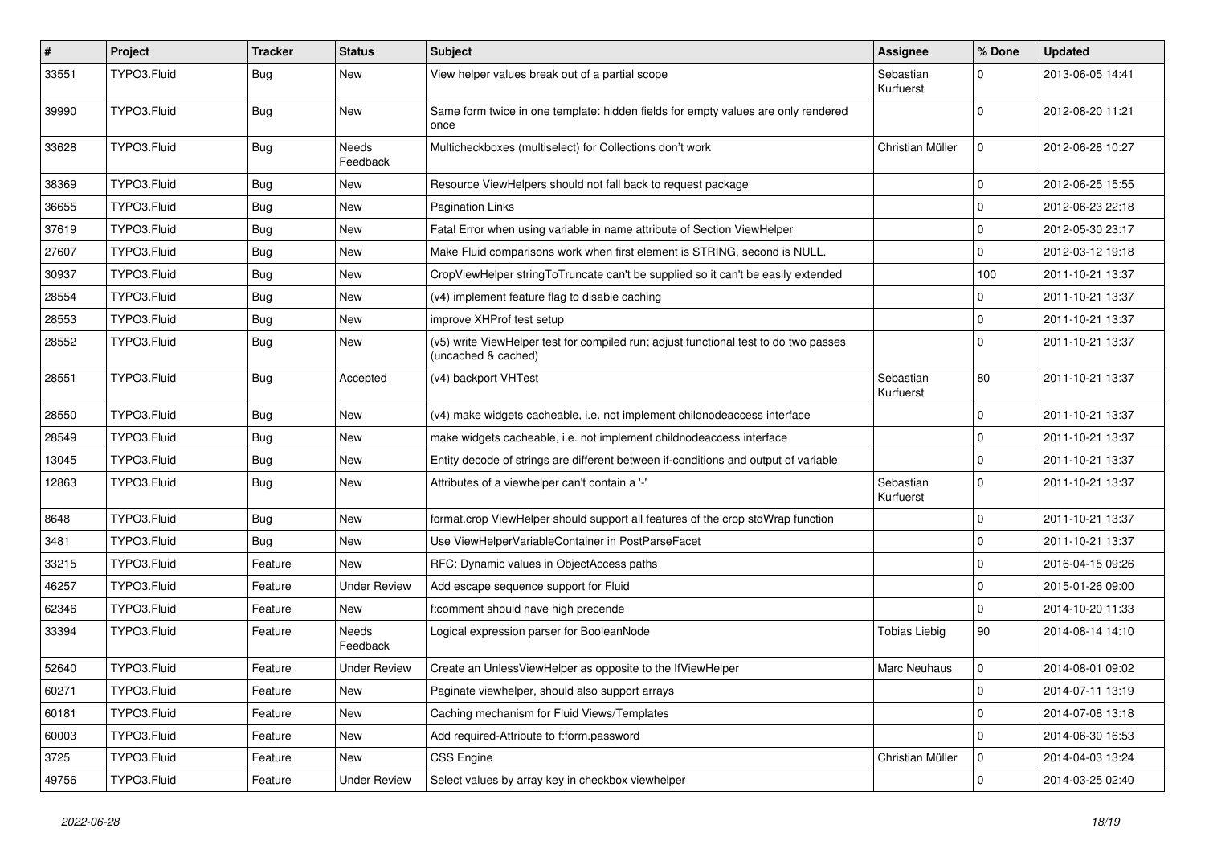| # | Project | Tracker | Status | Subject | Assignee | % Done | Updated |
|---|---|---|---|---|---|---|---|
| 33551 | TYPO3.Fluid | Bug | New | View helper values break out of a partial scope | Sebastian Kurfuerst | 0 | 2013-06-05 14:41 |
| 39990 | TYPO3.Fluid | Bug | New | Same form twice in one template: hidden fields for empty values are only rendered once | | 0 | 2012-08-20 11:21 |
| 33628 | TYPO3.Fluid | Bug | Needs Feedback | Multicheckboxes (multiselect) for Collections don't work | Christian Müller | 0 | 2012-06-28 10:27 |
| 38369 | TYPO3.Fluid | Bug | New | Resource ViewHelpers should not fall back to request package | | 0 | 2012-06-25 15:55 |
| 36655 | TYPO3.Fluid | Bug | New | Pagination Links | | 0 | 2012-06-23 22:18 |
| 37619 | TYPO3.Fluid | Bug | New | Fatal Error when using variable in name attribute of Section ViewHelper | | 0 | 2012-05-30 23:17 |
| 27607 | TYPO3.Fluid | Bug | New | Make Fluid comparisons work when first element is STRING, second is NULL. | | 0 | 2012-03-12 19:18 |
| 30937 | TYPO3.Fluid | Bug | New | CropViewHelper stringToTruncate can't be supplied so it can't be easily extended | | 100 | 2011-10-21 13:37 |
| 28554 | TYPO3.Fluid | Bug | New | (v4) implement feature flag to disable caching | | 0 | 2011-10-21 13:37 |
| 28553 | TYPO3.Fluid | Bug | New | improve XHProf test setup | | 0 | 2011-10-21 13:37 |
| 28552 | TYPO3.Fluid | Bug | New | (v5) write ViewHelper test for compiled run; adjust functional test to do two passes (uncached & cached) | | 0 | 2011-10-21 13:37 |
| 28551 | TYPO3.Fluid | Bug | Accepted | (v4) backport VHTest | Sebastian Kurfuerst | 80 | 2011-10-21 13:37 |
| 28550 | TYPO3.Fluid | Bug | New | (v4) make widgets cacheable, i.e. not implement childnodeaccess interface | | 0 | 2011-10-21 13:37 |
| 28549 | TYPO3.Fluid | Bug | New | make widgets cacheable, i.e. not implement childnodeaccess interface | | 0 | 2011-10-21 13:37 |
| 13045 | TYPO3.Fluid | Bug | New | Entity decode of strings are different between if-conditions and output of variable | | 0 | 2011-10-21 13:37 |
| 12863 | TYPO3.Fluid | Bug | New | Attributes of a viewhelper can't contain a '-' | Sebastian Kurfuerst | 0 | 2011-10-21 13:37 |
| 8648 | TYPO3.Fluid | Bug | New | format.crop ViewHelper should support all features of the crop stdWrap function | | 0 | 2011-10-21 13:37 |
| 3481 | TYPO3.Fluid | Bug | New | Use ViewHelperVariableContainer in PostParseFacet | | 0 | 2011-10-21 13:37 |
| 33215 | TYPO3.Fluid | Feature | New | RFC: Dynamic values in ObjectAccess paths | | 0 | 2016-04-15 09:26 |
| 46257 | TYPO3.Fluid | Feature | Under Review | Add escape sequence support for Fluid | | 0 | 2015-01-26 09:00 |
| 62346 | TYPO3.Fluid | Feature | New | f:comment should have high precende | | 0 | 2014-10-20 11:33 |
| 33394 | TYPO3.Fluid | Feature | Needs Feedback | Logical expression parser for BooleanNode | Tobias Liebig | 90 | 2014-08-14 14:10 |
| 52640 | TYPO3.Fluid | Feature | Under Review | Create an UnlessViewHelper as opposite to the IfViewHelper | Marc Neuhaus | 0 | 2014-08-01 09:02 |
| 60271 | TYPO3.Fluid | Feature | New | Paginate viewhelper, should also support arrays | | 0 | 2014-07-11 13:19 |
| 60181 | TYPO3.Fluid | Feature | New | Caching mechanism for Fluid Views/Templates | | 0 | 2014-07-08 13:18 |
| 60003 | TYPO3.Fluid | Feature | New | Add required-Attribute to f:form.password | | 0 | 2014-06-30 16:53 |
| 3725 | TYPO3.Fluid | Feature | New | CSS Engine | Christian Müller | 0 | 2014-04-03 13:24 |
| 49756 | TYPO3.Fluid | Feature | Under Review | Select values by array key in checkbox viewhelper | | 0 | 2014-03-25 02:40 |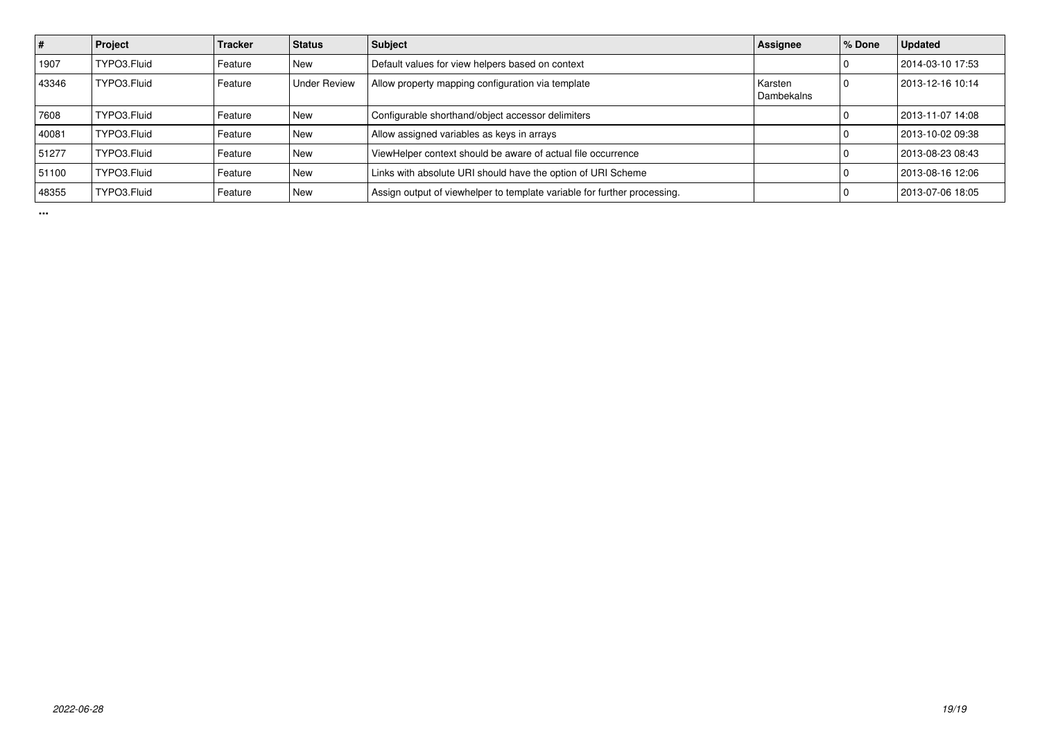| # | Project | Tracker | Status | Subject | Assignee | % Done | Updated |
| --- | --- | --- | --- | --- | --- | --- | --- |
| 1907 | TYPO3.Fluid | Feature | New | Default values for view helpers based on context | | 0 | 2014-03-10 17:53 |
| 43346 | TYPO3.Fluid | Feature | Under Review | Allow property mapping configuration via template | Karsten Dambekalns | 0 | 2013-12-16 10:14 |
| 7608 | TYPO3.Fluid | Feature | New | Configurable shorthand/object accessor delimiters | | 0 | 2013-11-07 14:08 |
| 40081 | TYPO3.Fluid | Feature | New | Allow assigned variables as keys in arrays | | 0 | 2013-10-02 09:38 |
| 51277 | TYPO3.Fluid | Feature | New | ViewHelper context should be aware of actual file occurrence | | 0 | 2013-08-23 08:43 |
| 51100 | TYPO3.Fluid | Feature | New | Links with absolute URI should have the option of URI Scheme | | 0 | 2013-08-16 12:06 |
| 48355 | TYPO3.Fluid | Feature | New | Assign output of viewhelper to template variable for further processing. | | 0 | 2013-07-06 18:05 |

...